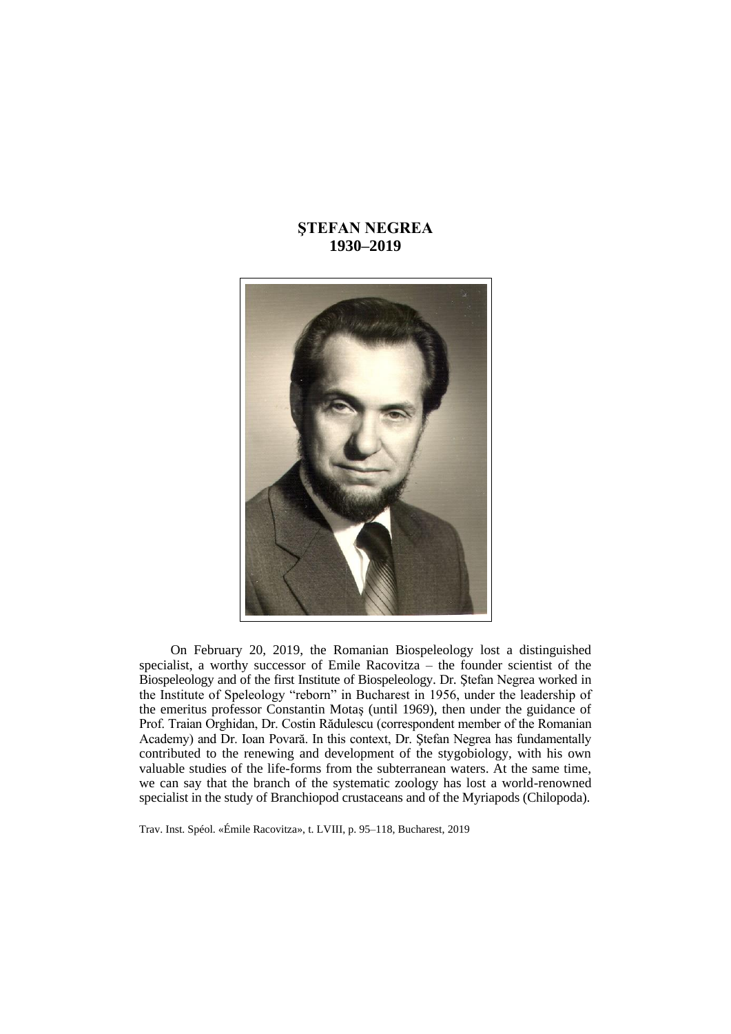# ŞTEFAN NEGREA
# 1930–2019

On February 20, 2019, the Romanian Biospeleology lost a distinguished specialist, a worthy successor of Emile Racovitza – the founder scientist of the Biospeleology and of the first Institute of Biospeleology. Dr. Ştefan Negrea worked in the Institute of Speleology "reborn" in Bucharest in 1956, under the leadership of the emeritus professor Constantin Motaş (until 1969), then under the guidance of Prof. Traian Orghidan, Dr. Costin Rădulescu (correspondent member of the Romanian Academy) and Dr. Ioan Povară. In this context, Dr. Ştefan Negrea has fundamentally contributed to the renewing and development of the stygobiology, with his own valuable studies of the life-forms from the subterranean waters. At the same time, we can say that the branch of the systematic zoology has lost a world-renowned specialist in the study of Branchiopod crustaceans and of the Myriapods (Chilopoda).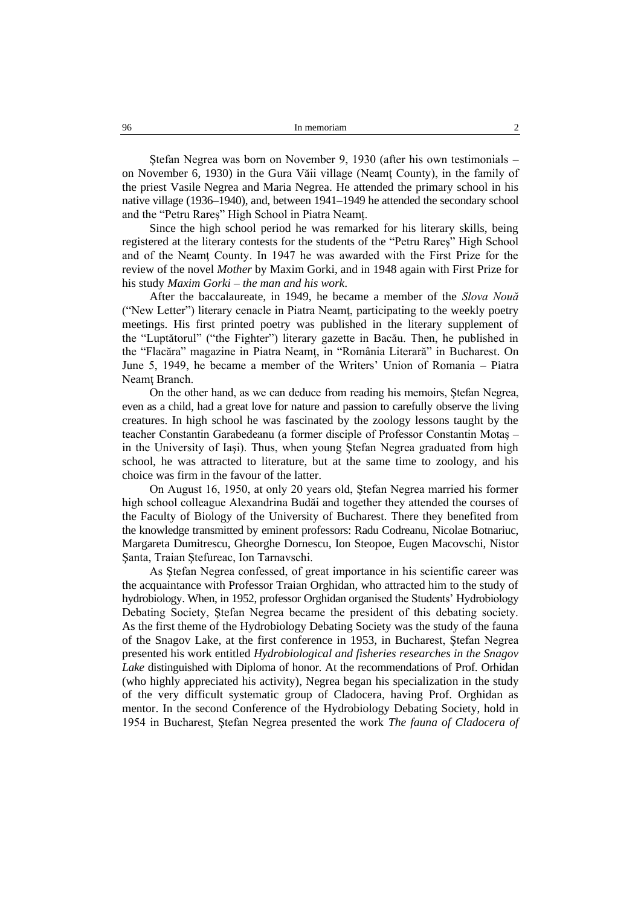Ştefan Negrea was born on November 9, 1930 (after his own testimonials – on November 6, 1930) in the Gura Văii village (Neamţ County), in the family of the priest Vasile Negrea and Maria Negrea. He attended the primary school in his native village (1936–1940), and, between 1941–1949 he attended the secondary school and the "Petru Rareş" High School in Piatra Neamț.

Since the high school period he was remarked for his literary skills, being registered at the literary contests for the students of the "Petru Rareş" High School and of the Neamţ County. In 1947 he was awarded with the First Prize for the review of the novel *Mother* by Maxim Gorki, and in 1948 again with First Prize for his study *Maxim Gorki – the man and his work*.

After the baccalaureate, in 1949, he became a member of the *Slova Nouă* ("New Letter") literary cenacle in Piatra Neamţ, participating to the weekly poetry meetings. His first printed poetry was published in the literary supplement of the "Luptătorul" ("the Fighter") literary gazette in Bacău. Then, he published in the "Flacăra" magazine in Piatra Neamţ, in "România Literară" in Bucharest. On June 5, 1949, he became a member of the Writers' Union of Romania – Piatra Neamţ Branch.

On the other hand, as we can deduce from reading his memoirs, Ştefan Negrea, even as a child, had a great love for nature and passion to carefully observe the living creatures. In high school he was fascinated by the zoology lessons taught by the teacher Constantin Garabedeanu (a former disciple of Professor Constantin Motaş – in the University of Iaşi). Thus, when young Ştefan Negrea graduated from high school, he was attracted to literature, but at the same time to zoology, and his choice was firm in the favour of the latter.

On August 16, 1950, at only 20 years old, Ştefan Negrea married his former high school colleague Alexandrina Budăi and together they attended the courses of the Faculty of Biology of the University of Bucharest. There they benefited from the knowledge transmitted by eminent professors: Radu Codreanu, Nicolae Botnariuc, Margareta Dumitrescu, Gheorghe Dornescu, Ion Steopoe, Eugen Macovschi, Nistor Şanta, Traian Ştefureac, Ion Tarnavschi.

As Ştefan Negrea confessed, of great importance in his scientific career was the acquaintance with Professor Traian Orghidan, who attracted him to the study of hydrobiology. When, in 1952, professor Orghidan organised the Students' Hydrobiology Debating Society, Ştefan Negrea became the president of this debating society. As the first theme of the Hydrobiology Debating Society was the study of the fauna of the Snagov Lake, at the first conference in 1953, in Bucharest, Ştefan Negrea presented his work entitled *Hydrobiological and fisheries researches in the Snagov Lake* distinguished with Diploma of honor. At the recommendations of Prof. Orhidan (who highly appreciated his activity), Negrea began his specialization in the study of the very difficult systematic group of Cladocera, having Prof. Orghidan as mentor. In the second Conference of the Hydrobiology Debating Society, hold in 1954 in Bucharest, Ştefan Negrea presented the work *The fauna of Cladocera of*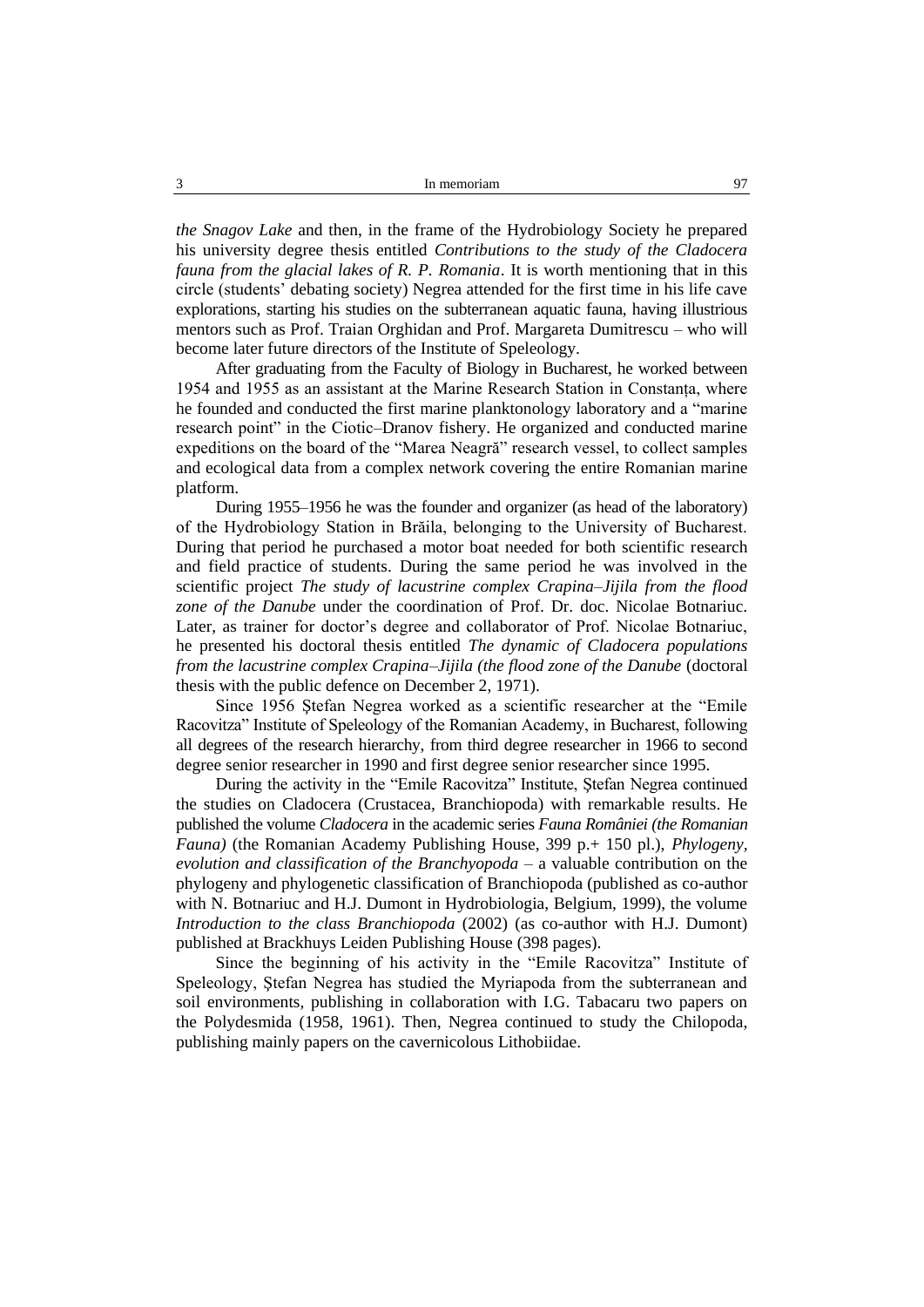*the Snagov Lake* and then, in the frame of the Hydrobiology Society he prepared his university degree thesis entitled *Contributions to the study of the Cladocera fauna from the glacial lakes of R. P. Romania*. It is worth mentioning that in this circle (students' debating society) Negrea attended for the first time in his life cave explorations, starting his studies on the subterranean aquatic fauna, having illustrious mentors such as Prof. Traian Orghidan and Prof. Margareta Dumitrescu – who will become later future directors of the Institute of Speleology.

After graduating from the Faculty of Biology in Bucharest, he worked between 1954 and 1955 as an assistant at the Marine Research Station in Constanța, where he founded and conducted the first marine planktonology laboratory and a "marine research point" in the Ciotic–Dranov fishery. He organized and conducted marine expeditions on the board of the "Marea Neagră" research vessel, to collect samples and ecological data from a complex network covering the entire Romanian marine platform.

During 1955–1956 he was the founder and organizer (as head of the laboratory) of the Hydrobiology Station in Brăila, belonging to the University of Bucharest. During that period he purchased a motor boat needed for both scientific research and field practice of students. During the same period he was involved in the scientific project *The study of lacustrine complex Crapina–Jijila from the flood zone of the Danube* under the coordination of Prof. Dr. doc. Nicolae Botnariuc. Later, as trainer for doctor's degree and collaborator of Prof. Nicolae Botnariuc, he presented his doctoral thesis entitled *The dynamic of Cladocera populations from the lacustrine complex Crapina–Jijila (the flood zone of the Danube* (doctoral thesis with the public defence on December 2, 1971).

Since 1956 Ştefan Negrea worked as a scientific researcher at the "Emile Racovitza" Institute of Speleology of the Romanian Academy, in Bucharest, following all degrees of the research hierarchy, from third degree researcher in 1966 to second degree senior researcher in 1990 and first degree senior researcher since 1995.

During the activity in the "Emile Racovitza" Institute, Ştefan Negrea continued the studies on Cladocera (Crustacea, Branchiopoda) with remarkable results. He published the volume *Cladocera* in the academic series *Fauna României (the Romanian Fauna)* (the Romanian Academy Publishing House, 399 p.+ 150 pl.), *Phylogeny, evolution and classification of the Branchyopoda* – a valuable contribution on the phylogeny and phylogenetic classification of Branchiopoda (published as co-author with N. Botnariuc and H.J. Dumont in Hydrobiologia, Belgium, 1999), the volume *Introduction to the class Branchiopoda* (2002) (as co-author with H.J. Dumont) published at Brackhuys Leiden Publishing House (398 pages).

Since the beginning of his activity in the "Emile Racovitza" Institute of Speleology, Ştefan Negrea has studied the Myriapoda from the subterranean and soil environments, publishing in collaboration with I.G. Tabacaru two papers on the Polydesmida (1958, 1961). Then, Negrea continued to study the Chilopoda, publishing mainly papers on the cavernicolous Lithobiidae.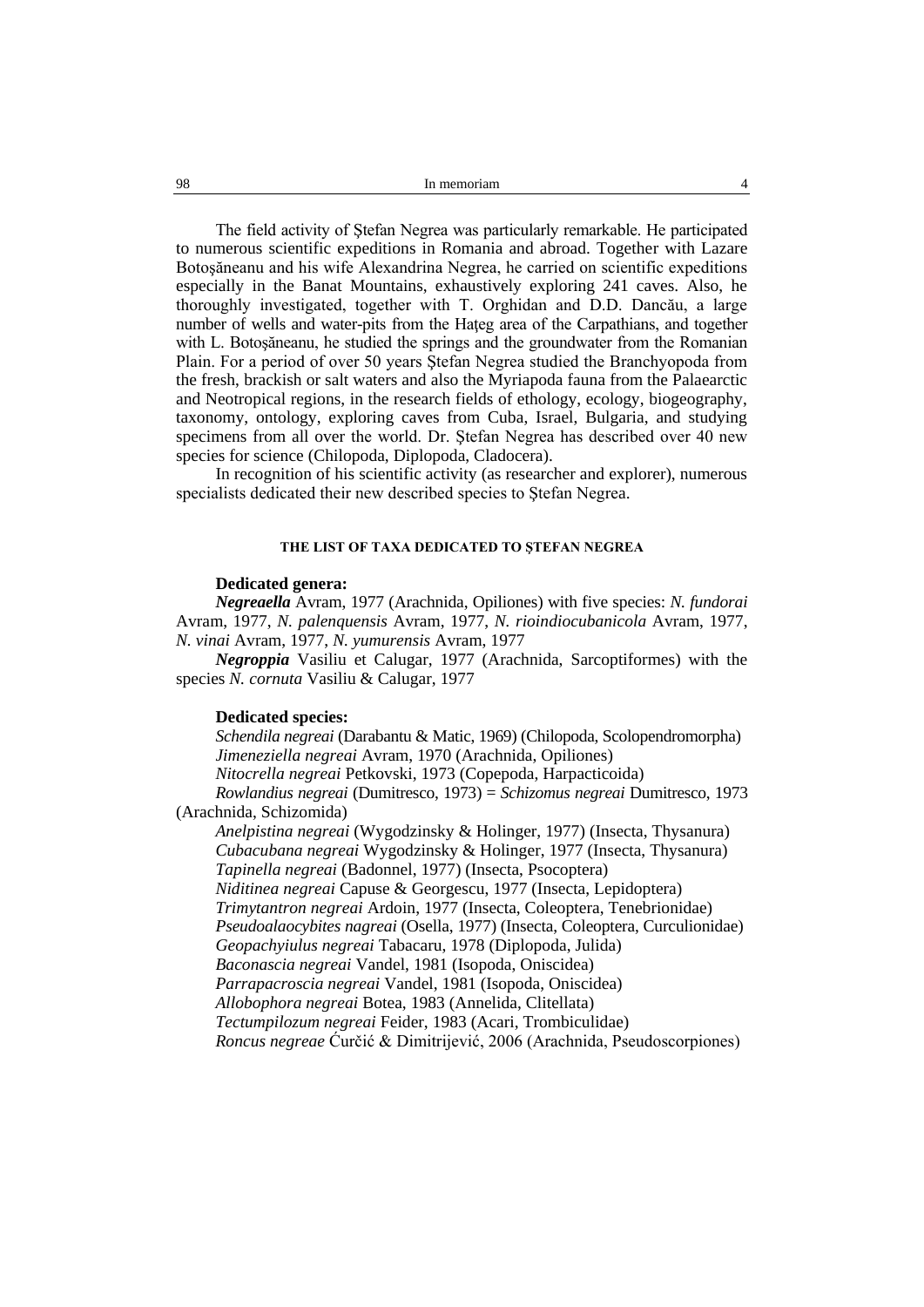The field activity of Ştefan Negrea was particularly remarkable. He participated to numerous scientific expeditions in Romania and abroad. Together with Lazare Botoşăneanu and his wife Alexandrina Negrea, he carried on scientific expeditions especially in the Banat Mountains, exhaustively exploring 241 caves. Also, he thoroughly investigated, together with T. Orghidan and D.D. Dancău, a large number of wells and water-pits from the Haţeg area of the Carpathians, and together with L. Botoşăneanu, he studied the springs and the groundwater from the Romanian Plain. For a period of over 50 years Ştefan Negrea studied the Branchyopoda from the fresh, brackish or salt waters and also the Myriapoda fauna from the Palaearctic and Neotropical regions, in the research fields of ethology, ecology, biogeography, taxonomy, ontology, exploring caves from Cuba, Israel, Bulgaria, and studying specimens from all over the world. Dr. Ştefan Negrea has described over 40 new species for science (Chilopoda, Diplopoda, Cladocera).

In recognition of his scientific activity (as researcher and explorer), numerous specialists dedicated their new described species to Ştefan Negrea.

## THE LIST OF TAXA DEDICATED TO ŞTEFAN NEGREA

**Dedicated genera:**

***Negreaella*** Avram, 1977 (Arachnida, Opiliones) with five species: *N. fundorai* Avram, 1977, *N. palenquensis* Avram, 1977, *N. rioindiocubanicola* Avram, 1977, *N. vinai* Avram, 1977, *N. yumurensis* Avram, 1977

***Negroppia*** Vasiliu et Calugar, 1977 (Arachnida, Sarcoptiformes) with the species *N. cornuta* Vasiliu & Calugar, 1977

**Dedicated species:**

*Schendila negreai* (Darabantu & Matic, 1969) (Chilopoda, Scolopendromorpha)
*Jimeneziella negreai* Avram, 1970 (Arachnida, Opiliones)
*Nitocrella negreai* Petkovski, 1973 (Copepoda, Harpacticoida)
*Rowlandius negreai* (Dumitresco, 1973) = *Schizomus negreai* Dumitresco, 1973 (Arachnida, Schizomida)
*Anelpistina negreai* (Wygodzinsky & Holinger, 1977) (Insecta, Thysanura)
*Cubacubana negreai* Wygodzinsky & Holinger, 1977 (Insecta, Thysanura)
*Tapinella negreai* (Badonnel, 1977) (Insecta, Psocoptera)
*Niditinea negreai* Capuse & Georgescu, 1977 (Insecta, Lepidoptera)
*Trimytantron negreai* Ardoin, 1977 (Insecta, Coleoptera, Tenebrionidae)
*Pseudoalaocybites nagreai* (Osella, 1977) (Insecta, Coleoptera, Curculionidae)
*Geopachyiulus negreai* Tabacaru, 1978 (Diplopoda, Julida)
*Baconascia negreai* Vandel, 1981 (Isopoda, Oniscidea)
*Parrapacroscia negreai* Vandel, 1981 (Isopoda, Oniscidea)
*Allobophora negreai* Botea, 1983 (Annelida, Clitellata)
*Tectumpilozum negreai* Feider, 1983 (Acari, Trombiculidae)
*Roncus negreae* Ćurčić & Dimitrijević, 2006 (Arachnida, Pseudoscorpiones)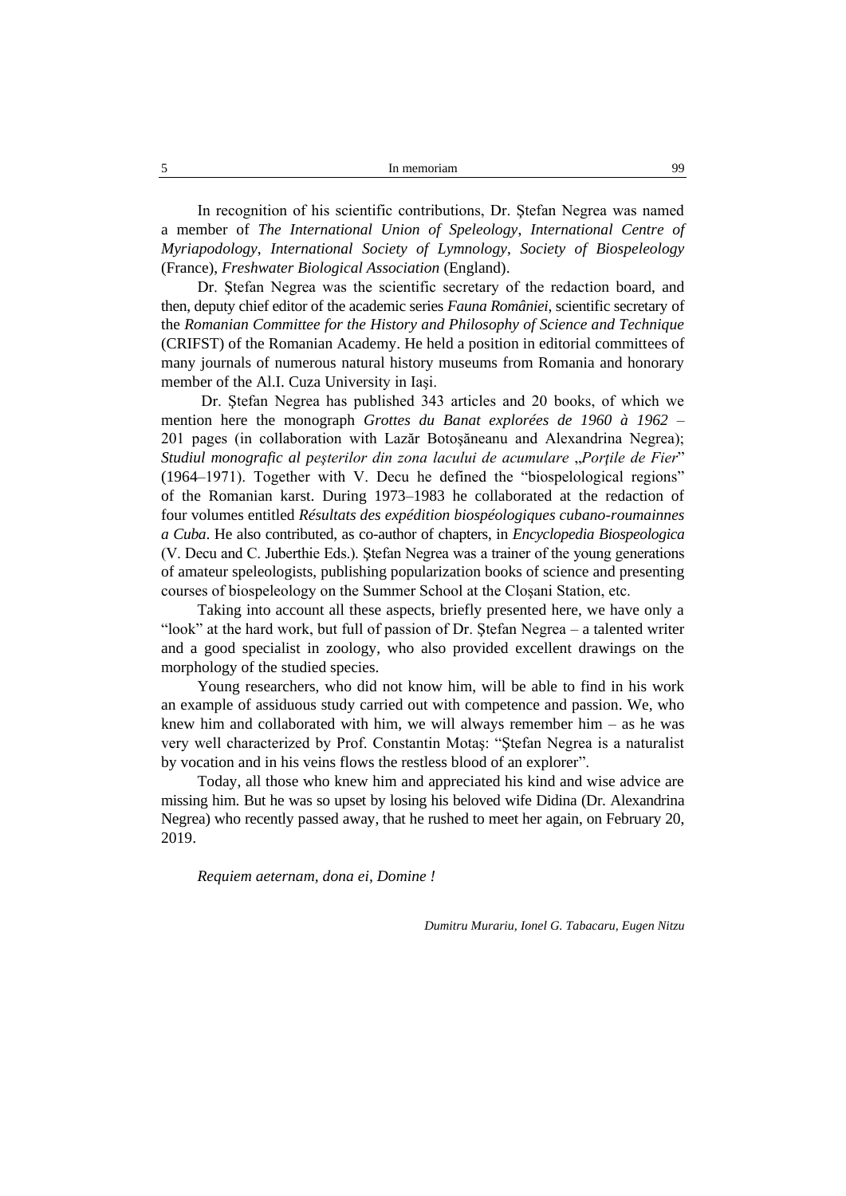In recognition of his scientific contributions, Dr. Ştefan Negrea was named a member of *The International Union of Speleology*, *International Centre of Myriapodology*, *International Society of Lymnology*, *Society of Biospeleology* (France), *Freshwater Biological Association* (England).

Dr. Ştefan Negrea was the scientific secretary of the redaction board, and then, deputy chief editor of the academic series *Fauna României*, scientific secretary of the *Romanian Committee for the History and Philosophy of Science and Technique* (CRIFST) of the Romanian Academy. He held a position in editorial committees of many journals of numerous natural history museums from Romania and honorary member of the Al.I. Cuza University in Iaşi.

Dr. Ştefan Negrea has published 343 articles and 20 books, of which we mention here the monograph *Grottes du Banat explorées de 1960 à 1962* – 201 pages (in collaboration with Lazăr Botoşăneanu and Alexandrina Negrea); *Studiul monografic al peşterilor din zona lacului de acumulare* „*Porţile de Fier*" (1964–1971). Together with V. Decu he defined the "biospelological regions" of the Romanian karst. During 1973–1983 he collaborated at the redaction of four volumes entitled *Résultats des expédition biospéologiques cubano-roumainnes a Cuba*. He also contributed, as co-author of chapters, in *Encyclopedia Biospeologica* (V. Decu and C. Juberthie Eds.). Ştefan Negrea was a trainer of the young generations of amateur speleologists, publishing popularization books of science and presenting courses of biospeleology on the Summer School at the Cloşani Station, etc.

Taking into account all these aspects, briefly presented here, we have only a "look" at the hard work, but full of passion of Dr. Ştefan Negrea – a talented writer and a good specialist in zoology, who also provided excellent drawings on the morphology of the studied species.

Young researchers, who did not know him, will be able to find in his work an example of assiduous study carried out with competence and passion. We, who knew him and collaborated with him, we will always remember him – as he was very well characterized by Prof. Constantin Motaş: "Ştefan Negrea is a naturalist by vocation and in his veins flows the restless blood of an explorer".

Today, all those who knew him and appreciated his kind and wise advice are missing him. But he was so upset by losing his beloved wife Didina (Dr. Alexandrina Negrea) who recently passed away, that he rushed to meet her again, on February 20, 2019.

*Requiem aeternam, dona ei, Domine !*

*Dumitru Murariu, Ionel G. Tabacaru, Eugen Nitzu*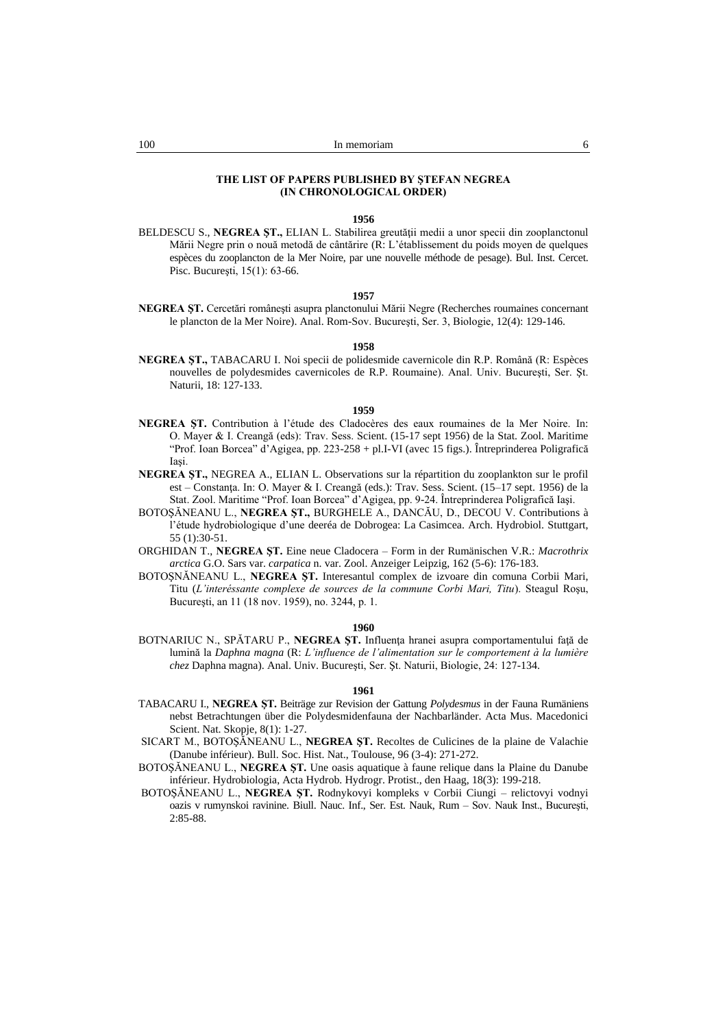## THE LIST OF PAPERS PUBLISHED BY ŞTEFAN NEGREA (IN CHRONOLOGICAL ORDER)

**1956**

BELDESCU S., **NEGREA ŞT.,** ELIAN L. Stabilirea greutăţii medii a unor specii din zooplanctonul Mării Negre prin o nouă metodă de cântărire (R: L'établissement du poids moyen de quelques espèces du zooplancton de la Mer Noire, par une nouvelle méthode de pesage). Bul. Inst. Cercet. Pisc. Bucureşti, 15(1): 63-66.

**1957**

**NEGREA ŞT.** Cercetări româneşti asupra planctonului Mării Negre (Recherches roumaines concernant le plancton de la Mer Noire). Anal. Rom-Sov. Bucureşti, Ser. 3, Biologie, 12(4): 129-146.

**1958**

**NEGREA ŞT.,** TABACARU I. Noi specii de polidesmide cavernicole din R.P. Română (R: Espèces nouvelles de polydesmides cavernicoles de R.P. Roumaine). Anal. Univ. Bucureşti, Ser. Şt. Naturii, 18: 127-133.

**1959**

**NEGREA ŞT.** Contribution à l'étude des Cladocères des eaux roumaines de la Mer Noire. In: O. Mayer & I. Creangă (eds): Trav. Sess. Scient. (15-17 sept 1956) de la Stat. Zool. Maritime "Prof. Ioan Borcea" d'Agigea, pp. 223-258 + pl.I-VI (avec 15 figs.). Întreprinderea Poligrafică Iaşi.

**NEGREA ŞT.,** NEGREA A., ELIAN L. Observations sur la répartition du zooplankton sur le profil est – Constanţa. In: O. Mayer & I. Creangă (eds.): Trav. Sess. Scient. (15–17 sept. 1956) de la Stat. Zool. Maritime "Prof. Ioan Borcea" d'Agigea, pp. 9-24. Întreprinderea Poligrafică Iaşi.

BOTOŞĂNEANU L., **NEGREA ŞT.,** BURGHELE A., DANCĂU, D., DECOU V. Contributions à l'étude hydrobiologique d'une deeréa de Dobrogea: La Casimcea. Arch. Hydrobiol. Stuttgart, 55 (1):30-51.

ORGHIDAN T., **NEGREA ŞT.** Eine neue Cladocera – Form in der Rumänischen V.R.: *Macrothrix arctica* G.O. Sars var. *carpatica* n. var. Zool. Anzeiger Leipzig, 162 (5-6): 176-183.

BOTOŞNĂNEANU L., **NEGREA ŞT.** Interesantul complex de izvoare din comuna Corbii Mari, Titu (*L'interéssante complexe de sources de la commune Corbi Mari, Titu*). Steagul Roşu, Bucureşti, an 11 (18 nov. 1959), no. 3244, p. 1.

**1960**

BOTNARIUC N., SPĂTARU P., **NEGREA ŞT.** Influenţa hranei asupra comportamentului faţă de lumină la *Daphna magna* (R: *L'influence de l'alimentation sur le comportement à la lumière chez* Daphna magna). Anal. Univ. Bucureşti, Ser. Şt. Naturii, Biologie, 24: 127-134.

**1961**

TABACARU I., **NEGREA ŞT.** Beiträge zur Revision der Gattung *Polydesmus* in der Fauna Rumäniens nebst Betrachtungen über die Polydesmidenfauna der Nachbarländer. Acta Mus. Macedonici Scient. Nat. Skopje, 8(1): 1-27.

SICART M., BOTOŞĂNEANU L., **NEGREA ŞT.** Recoltes de Culicines de la plaine de Valachie (Danube inférieur). Bull. Soc. Hist. Nat., Toulouse, 96 (3-4): 271-272.

BOTOŞĂNEANU L., **NEGREA ŞT.** Une oasis aquatique à faune relique dans la Plaine du Danube inférieur. Hydrobiologia, Acta Hydrob. Hydrogr. Protist., den Haag, 18(3): 199-218.

BOTOŞĂNEANU L., **NEGREA ŞT.** Rodnykovyi kompleks v Corbii Ciungi – relictovyi vodnyi oazis v rumynskoi ravinine. Biull. Nauc. Inf., Ser. Est. Nauk, Rum – Sov. Nauk Inst., Bucureşti, 2:85-88.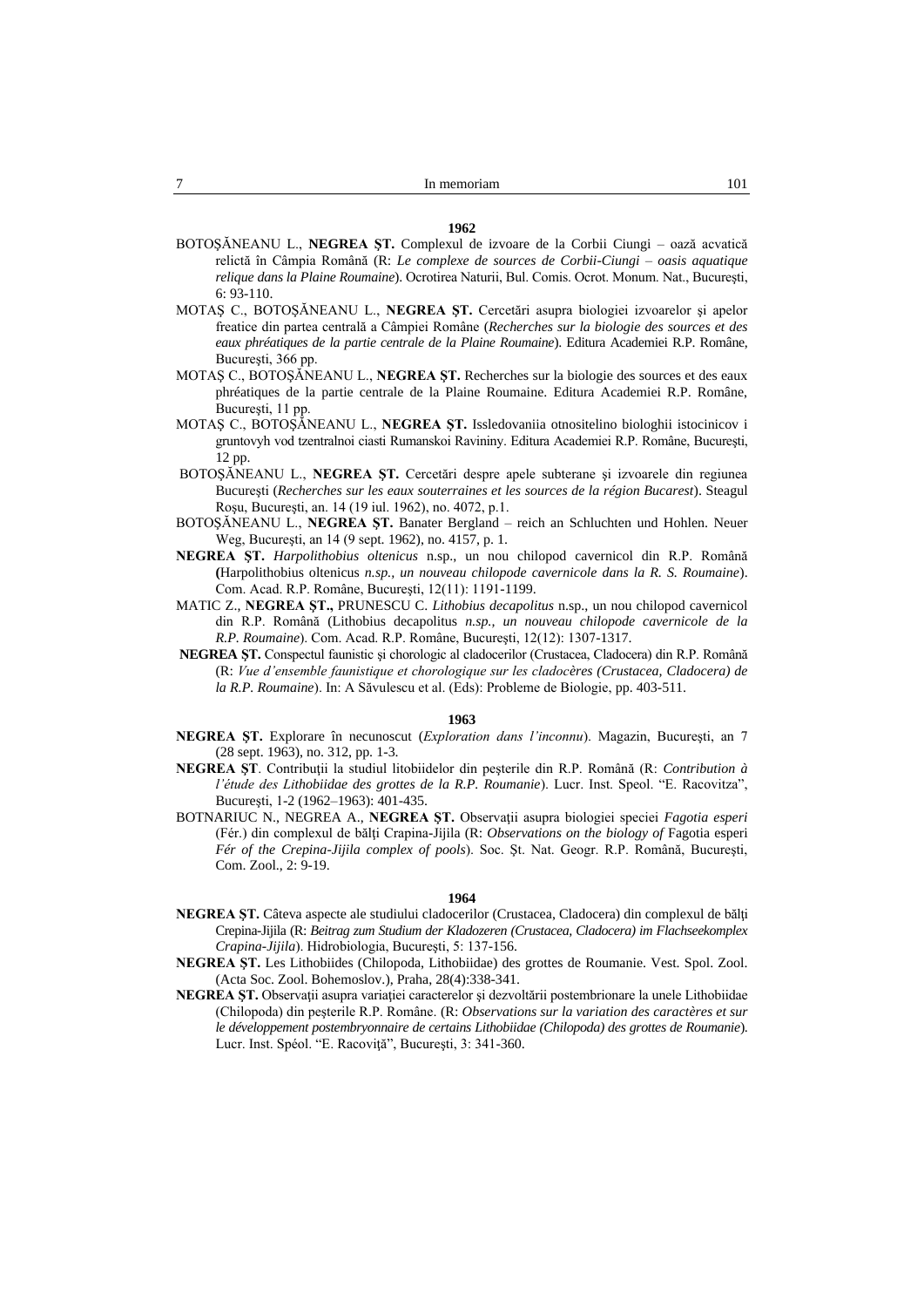**1962**

BOTOŞĂNEANU L., **NEGREA ŞT.** Complexul de izvoare de la Corbii Ciungi – oază acvatică relictă în Câmpia Română (R: *Le complexe de sources de Corbii-Ciungi – oasis aquatique relique dans la Plaine Roumaine*). Ocrotirea Naturii, Bul. Comis. Ocrot. Monum. Nat., Bucureşti, 6: 93-110.

MOTAŞ C., BOTOŞĂNEANU L., **NEGREA ŞT.** Cercetări asupra biologiei izvoarelor şi apelor freatice din partea centrală a Câmpiei Române (*Recherches sur la biologie des sources et des eaux phréatiques de la partie centrale de la Plaine Roumaine*). Editura Academiei R.P. Române, Bucureşti, 366 pp.

MOTAŞ C., BOTOŞĂNEANU L., **NEGREA ŞT.** Recherches sur la biologie des sources et des eaux phréatiques de la partie centrale de la Plaine Roumaine. Editura Academiei R.P. Române, Bucureşti, 11 pp.

MOTAŞ C., BOTOŞĂNEANU L., **NEGREA ŞT.** Issledovaniia otnositelino biologhii istocinicov i gruntovyh vod tzentralnoi ciasti Rumanskoi Ravininy. Editura Academiei R.P. Române, Bucureşti, 12 pp.

BOTOŞĂNEANU L., **NEGREA ŞT.** Cercetări despre apele subterane şi izvoarele din regiunea Bucureşti (*Recherches sur les eaux souterraines et les sources de la région Bucarest*). Steagul Roşu, Bucureşti, an. 14 (19 iul. 1962), no. 4072, p.1.

BOTOŞĂNEANU L., **NEGREA ŞT.** Banater Bergland – reich an Schluchten und Hohlen. Neuer Weg, Bucureşti, an 14 (9 sept. 1962), no. 4157, p. 1.

**NEGREA ŞT.** *Harpolithobius oltenicus* n.sp., un nou chilopod cavernicol din R.P. Română **(**Harpolithobius oltenicus *n.sp., un nouveau chilopode cavernicole dans la R. S. Roumaine*). Com. Acad. R.P. Române, Bucureşti, 12(11): 1191-1199.

MATIC Z., **NEGREA ŞT.,** PRUNESCU C. *Lithobius decapolitus* n.sp., un nou chilopod cavernicol din R.P. Română (Lithobius decapolitus *n.sp., un nouveau chilopode cavernicole de la R.P. Roumaine*). Com. Acad. R.P. Române, Bucureşti, 12(12): 1307-1317.

**NEGREA ŞT.** Conspectul faunistic şi chorologic al cladocerilor (Crustacea, Cladocera) din R.P. Română (R: *Vue d'ensemble faunistique et chorologique sur les cladocères (Crustacea, Cladocera) de la R.P. Roumaine*). In: A Săvulescu et al. (Eds): Probleme de Biologie, pp. 403-511.

**1963**

**NEGREA ŞT.** Explorare în necunoscut (*Exploration dans l'inconnu*). Magazin, Bucureşti, an 7 (28 sept. 1963), no. 312, pp. 1-3.

**NEGREA ŞT**. Contribuţii la studiul litobiidelor din peşterile din R.P. Română (R: *Contribution à l'étude des Lithobiidae des grottes de la R.P. Roumanie*). Lucr. Inst. Speol. "E. Racovitza", Bucureşti, 1-2 (1962–1963): 401-435.

BOTNARIUC N., NEGREA A.*,* **NEGREA ŞT.** Observaţii asupra biologiei speciei *Fagotia esperi* (Fér.) din complexul de bălţi Crapina-Jijila (R: *Observations on the biology of* Fagotia esperi *Fér of the Crepina-Jijila complex of pools*). Soc. Şt. Nat. Geogr. R.P. Română, Bucureşti, Com. Zool., 2: 9-19.

**1964**

**NEGREA ŞT.** Câteva aspecte ale studiului cladocerilor (Crustacea, Cladocera) din complexul de bălţi Crepina-Jijila (R: *Beitrag zum Studium der Kladozeren (Crustacea, Cladocera) im Flachseekomplex Crapina-Jijila*). Hidrobiologia, Bucureşti, 5: 137-156.

**NEGREA ŞT.** Les Lithobiides (Chilopoda, Lithobiidae) des grottes de Roumanie. Vest. Spol. Zool. (Acta Soc. Zool. Bohemoslov.), Praha, 28(4):338-341.

**NEGREA ŞT.** Observaţii asupra variaţiei caracterelor şi dezvoltării postembrionare la unele Lithobiidae (Chilopoda) din peşterile R.P. Române. (R: *Observations sur la variation des caractères et sur le développement postembryonnaire de certains Lithobiidae (Chilopoda) des grottes de Roumanie*). Lucr. Inst. Spéol. "E. Racoviţă", Bucureşti, 3: 341-360.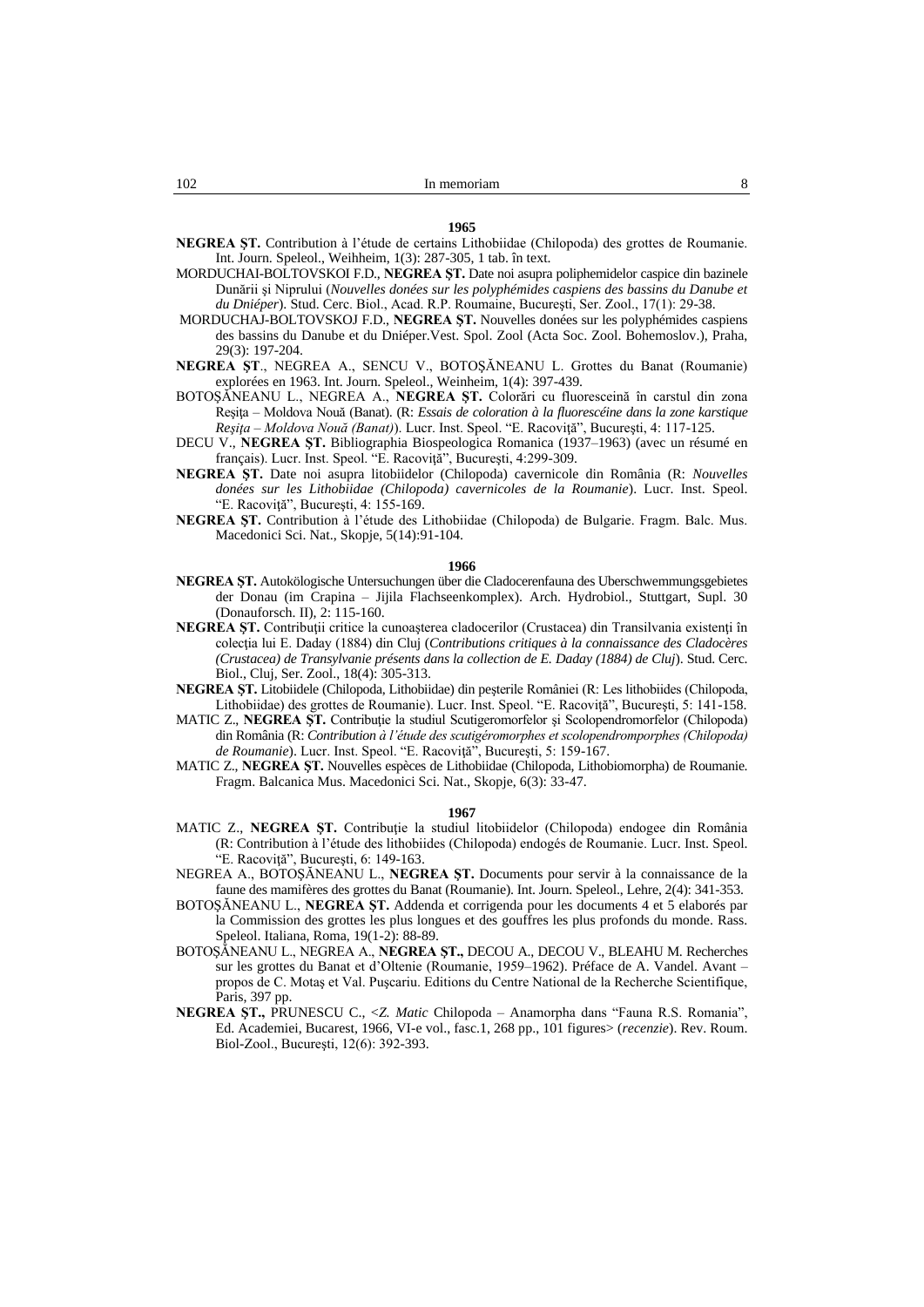**1965**

**NEGREA ŞT.** Contribution à l'étude de certains Lithobiidae (Chilopoda) des grottes de Roumanie. Int. Journ. Speleol., Weihheim, 1(3): 287-305, 1 tab. în text.

MORDUCHAI-BOLTOVSKOI F.D., **NEGREA ŞT.** Date noi asupra poliphemidelor caspice din bazinele Dunării şi Niprului (*Nouvelles donées sur les polyphémides caspiens des bassins du Danube et du Dniéper*). Stud. Cerc. Biol., Acad. R.P. Roumaine, Bucureşti, Ser. Zool., 17(1): 29-38.

MORDUCHAJ-BOLTOVSKOJ F.D., **NEGREA ŞT.** Nouvelles donées sur les polyphémides caspiens des bassins du Danube et du Dniéper.Vest. Spol. Zool (Acta Soc. Zool. Bohemoslov.), Praha, 29(3): 197-204.

**NEGREA ŞT**., NEGREA A., SENCU V., BOTOŞĂNEANU L. Grottes du Banat (Roumanie) explorées en 1963. Int. Journ. Speleol., Weinheim, 1(4): 397-439.

BOTOŞĂNEANU L., NEGREA A., **NEGREA ŞT.** Colorări cu fluoresceină în carstul din zona Reşiţa – Moldova Nouă (Banat). (R: *Essais de coloration à la fluorescéine dans la zone karstique Reşiţa – Moldova Nouă (Banat)*). Lucr. Inst. Speol. "E. Racoviţă", Bucureşti, 4: 117-125.

DECU V., **NEGREA ŞT.** Bibliographia Biospeologica Romanica (1937–1963) (avec un résumé en français). Lucr. Inst. Speol. "E. Racoviţă", Bucureşti, 4:299-309.

**NEGREA ŞT.** Date noi asupra litobiidelor (Chilopoda) cavernicole din România (R: *Nouvelles donées sur les Lithobiidae (Chilopoda) cavernicoles de la Roumanie*). Lucr. Inst. Speol. "E. Racoviţă", Bucureşti, 4: 155-169.

**NEGREA ŞT.** Contribution à l'étude des Lithobiidae (Chilopoda) de Bulgarie. Fragm. Balc. Mus. Macedonici Sci. Nat., Skopje, 5(14):91-104.

**1966**

**NEGREA ŞT.** Autokölogische Untersuchungen über die Cladocerenfauna des Uberschwemmungsgebietes der Donau (im Crapina – Jijila Flachseenkomplex). Arch. Hydrobiol., Stuttgart, Supl. 30 (Donauforsch. II), 2: 115-160.

**NEGREA ŞT.** Contribuţii critice la cunoaşterea cladocerilor (Crustacea) din Transilvania existenţi în colecţia lui E. Daday (1884) din Cluj (*Contributions critiques à la connaissance des Cladocères (Crustacea) de Transylvanie présents dans la collection de E. Daday (1884) de Cluj*). Stud. Cerc. Biol., Cluj, Ser. Zool., 18(4): 305-313.

**NEGREA ŞT.** Litobiidele (Chilopoda, Lithobiidae) din peşterile României (R: Les lithobiides (Chilopoda, Lithobiidae) des grottes de Roumanie). Lucr. Inst. Speol. "E. Racoviţă", Bucureşti, 5: 141-158.

MATIC Z., **NEGREA ŞT.** Contribuţie la studiul Scutigeromorfelor şi Scolopendromorfelor (Chilopoda) din România (R: *Contribution à l'étude des scutigéromorphes et scolopendromporphes (Chilopoda) de Roumanie*). Lucr. Inst. Speol. "E. Racoviţă", Bucureşti, 5: 159-167.

MATIC Z., **NEGREA ŞT.** Nouvelles espèces de Lithobiidae (Chilopoda, Lithobiomorpha) de Roumanie. Fragm. Balcanica Mus. Macedonici Sci. Nat., Skopje, 6(3): 33-47.

**1967**

MATIC Z., **NEGREA ŞT.** Contribuţie la studiul litobiidelor (Chilopoda) endogee din România (R: Contribution à l'étude des lithobiides (Chilopoda) endogés de Roumanie. Lucr. Inst. Speol. "E. Racoviţă", Bucureşti, 6: 149-163.

NEGREA A., BOTOŞĂNEANU L., **NEGREA ŞT.** Documents pour servir à la connaissance de la faune des mamifères des grottes du Banat (Roumanie). Int. Journ. Speleol., Lehre, 2(4): 341-353.

BOTOŞĂNEANU L., **NEGREA ŞT.** Addenda et corrigenda pour les documents 4 et 5 elaborés par la Commission des grottes les plus longues et des gouffres les plus profonds du monde. Rass. Speleol. Italiana, Roma, 19(1-2): 88-89.

BOTOŞĂNEANU L., NEGREA A., **NEGREA ŞT.,** DECOU A., DECOU V., BLEAHU M. Recherches sur les grottes du Banat et d'Oltenie (Roumanie, 1959–1962). Préface de A. Vandel. Avant – propos de C. Motaş et Val. Puşcariu. Editions du Centre National de la Recherche Scientifique, Paris, 397 pp.

**NEGREA ŞT.,** PRUNESCU C., <*Z. Matic* Chilopoda – Anamorpha dans "Fauna R.S. Romania", Ed. Academiei, Bucarest, 1966, VI-e vol., fasc.1, 268 pp., 101 figures> (*recenzie*). Rev. Roum. Biol-Zool., Bucureşti, 12(6): 392-393.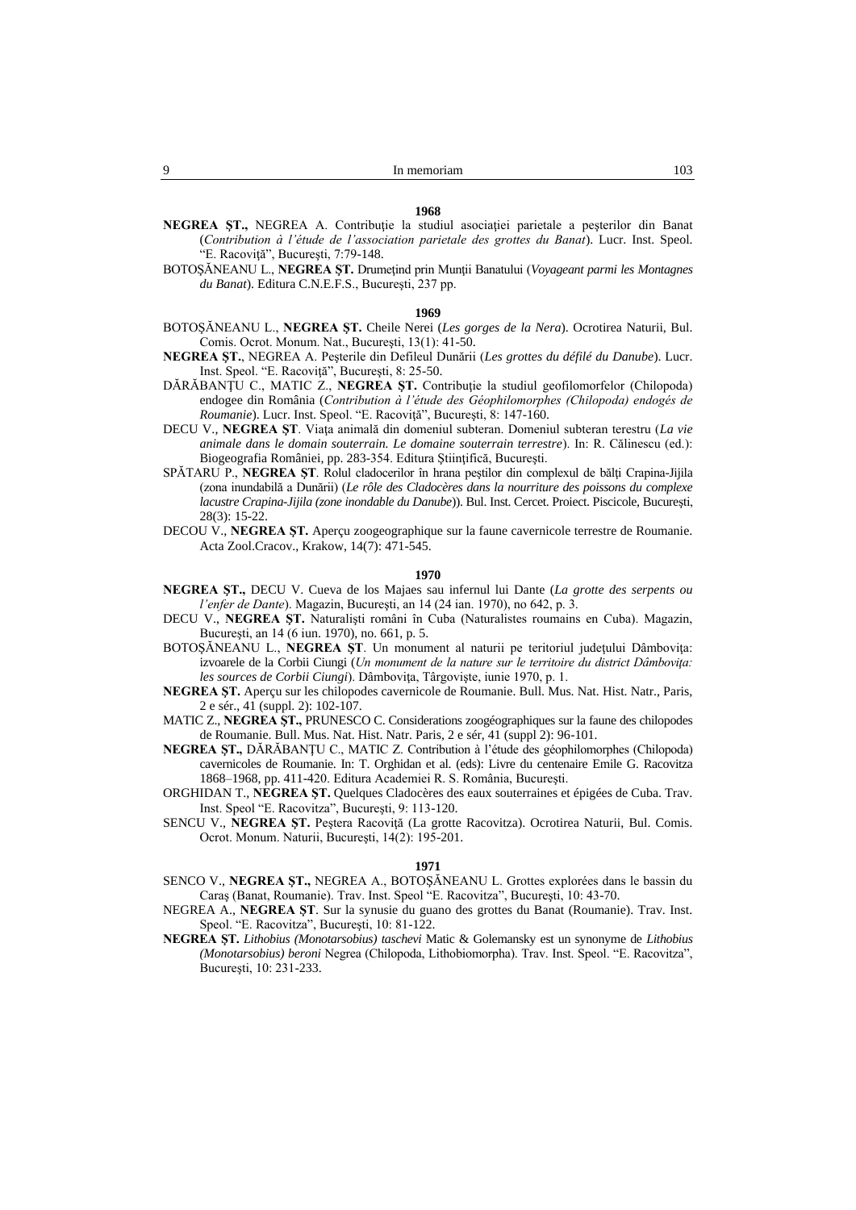**1968**

**NEGREA ŞT.,** NEGREA A. Contribuţie la studiul asociaţiei parietale a peşterilor din Banat (*Contribution à l'étude de l'association parietale des grottes du Banat*). Lucr. Inst. Speol. "E. Racoviţă", Bucureşti, 7:79-148.

BOTOŞĂNEANU L., **NEGREA ŞT.** Drumeţind prin Munţii Banatului (*Voyageant parmi les Montagnes du Banat*). Editura C.N.E.F.S., Bucureşti, 237 pp.

**1969**

BOTOŞĂNEANU L., **NEGREA ŞT.** Cheile Nerei (*Les gorges de la Nera*). Ocrotirea Naturii, Bul. Comis. Ocrot. Monum. Nat., Bucureşti, 13(1): 41-50.

**NEGREA ŞT.**, NEGREA A. Peşterile din Defileul Dunării (*Les grottes du défilé du Danube*). Lucr. Inst. Speol. "E. Racoviţă", Bucureşti, 8: 25-50.

DĂRĂBANŢU C., MATIC Z., **NEGREA ŞT.** Contribuţie la studiul geofilomorfelor (Chilopoda) endogee din România (*Contribution à l'étude des Géophilomorphes (Chilopoda) endogés de Roumanie*). Lucr. Inst. Speol. "E. Racoviţă", Bucureşti, 8: 147-160.

DECU V., **NEGREA ŞT**. Viaţa animală din domeniul subteran. Domeniul subteran terestru (*La vie animale dans le domain souterrain. Le domaine souterrain terrestre*). In: R. Călinescu (ed.): Biogeografia României, pp. 283-354. Editura Ştiinţifică, Bucureşti.

SPĂTARU P., **NEGREA ŞT**. Rolul cladocerilor în hrana peştilor din complexul de bălţi Crapina-Jijila (zona inundabilă a Dunării) (*Le rôle des Cladocères dans la nourriture des poissons du complexe lacustre Crapina-Jijila (zone inondable du Danube)*). Bul. Inst. Cercet. Proiect. Piscicole, Bucureşti, 28(3): 15-22.

DECOU V., **NEGREA ŞT.** Aperçu zoogeographique sur la faune cavernicole terrestre de Roumanie. Acta Zool.Cracov., Krakow, 14(7): 471-545.

**1970**

**NEGREA ŞT.,** DECU V. Cueva de los Majaes sau infernul lui Dante (*La grotte des serpents ou l'enfer de Dante*). Magazin, Bucureşti, an 14 (24 ian. 1970), no 642, p. 3.

DECU V., **NEGREA ŞT.** Naturalişti români în Cuba (Naturalistes roumains en Cuba). Magazin, Bucureşti, an 14 (6 iun. 1970), no. 661, p. 5.

BOTOŞĂNEANU L., **NEGREA ŞT**. Un monument al naturii pe teritoriul judeţului Dâmboviţa: izvoarele de la Corbii Ciungi (*Un monument de la nature sur le territoire du district Dâmboviţa: les sources de Corbii Ciungi*). Dâmboviţa, Târgovişte, iunie 1970, p. 1.

**NEGREA ŞT.** Aperçu sur les chilopodes cavernicole de Roumanie. Bull. Mus. Nat. Hist. Natr., Paris, 2 e sér., 41 (suppl. 2): 102-107.

MATIC Z., **NEGREA ŞT.,** PRUNESCO C. Considerations zoogéographiques sur la faune des chilopodes de Roumanie. Bull. Mus. Nat. Hist. Natr. Paris, 2 e sér, 41 (suppl 2): 96-101.

**NEGREA ŞT.,** DĂRĂBANŢU C., MATIC Z. Contribution à l'étude des géophilomorphes (Chilopoda) cavernicoles de Roumanie. In: T. Orghidan et al. (eds): Livre du centenaire Emile G. Racovitza 1868–1968, pp. 411-420. Editura Academiei R. S. România, Bucureşti.

ORGHIDAN T., **NEGREA ŞT.** Quelques Cladocères des eaux souterraines et épigées de Cuba. Trav. Inst. Speol "E. Racovitza", Bucureşti, 9: 113-120.

SENCU V., **NEGREA ŞT.** Peştera Racoviţă (La grotte Racovitza). Ocrotirea Naturii, Bul. Comis. Ocrot. Monum. Naturii, Bucureşti, 14(2): 195-201.

**1971**

SENCO V., **NEGREA ŞT.,** NEGREA A., BOTOŞĂNEANU L. Grottes explorées dans le bassin du Caraş (Banat, Roumanie). Trav. Inst. Speol "E. Racovitza", Bucureşti, 10: 43-70.

NEGREA A., **NEGREA ŞT**. Sur la synusie du guano des grottes du Banat (Roumanie). Trav. Inst. Speol. "E. Racovitza", Bucureşti, 10: 81-122.

**NEGREA ŞT.** *Lithobius (Monotarsobius) taschevi* Matic & Golemansky est un synonyme de *Lithobius (Monotarsobius) beroni* Negrea (Chilopoda, Lithobiomorpha). Trav. Inst. Speol. "E. Racovitza", Bucureşti, 10: 231-233.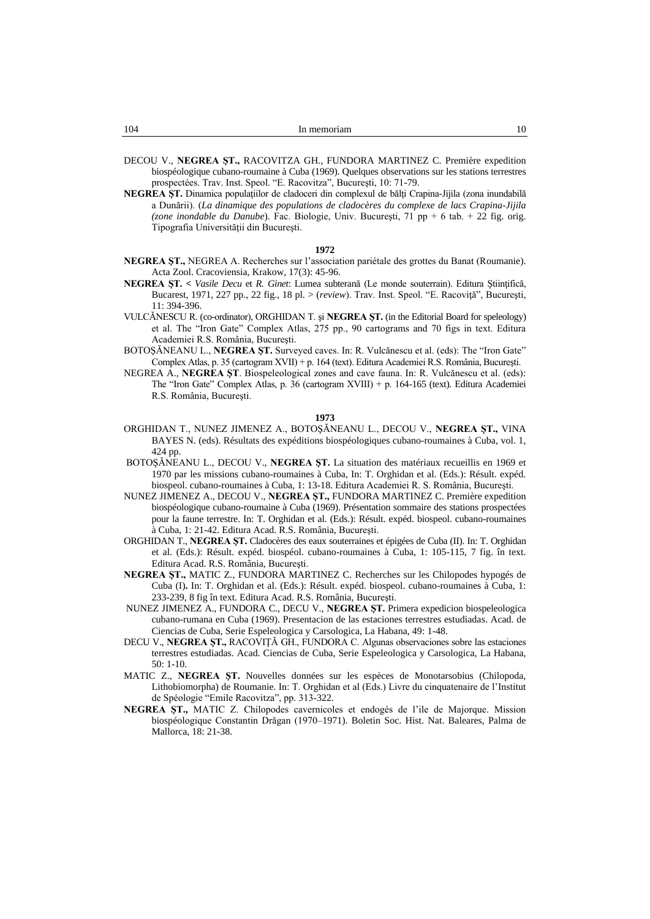DECOU V., **NEGREA ŞT.,** RACOVITZA GH., FUNDORA MARTINEZ C. Première expedition biospéologique cubano-roumaine à Cuba (1969). Quelques observations sur les stations terrestres prospectées. Trav. Inst. Speol. "E. Racovitza", Bucureşti, 10: 71-79.

**NEGREA ŞT.** Dinamica populaţiilor de cladoceri din complexul de bălţi Crapina-Jijila (zona inundabilă a Dunării). (*La dinamique des populations de cladocères du complexe de lacs Crapina-Jijila (zone inondable du Danube*). Fac. Biologie, Univ. Bucureşti, 71 pp + 6 tab. + 22 fig. orig. Tipografia Universităţii din Bucureşti.

**1972**

**NEGREA ŞT.,** NEGREA A. Recherches sur l'association pariétale des grottes du Banat (Roumanie). Acta Zool. Cracoviensia, Krakow, 17(3): 45-96.

**NEGREA ŞT.** < *Vasile Decu* et *R. Ginet*: Lumea subterană (Le monde souterrain). Editura Ştiinţifică, Bucarest, 1971, 227 pp., 22 fig., 18 pl. > (*review*). Trav. Inst. Speol. "E. Racoviţă", Bucureşti, 11: 394-396.

VULCĂNESCU R. (co-ordinator), ORGHIDAN T. şi **NEGREA ŞT.** (in the Editorial Board for speleology) et al. The "Iron Gate" Complex Atlas, 275 pp., 90 cartograms and 70 figs in text. Editura Academiei R.S. România, Bucureşti.

BOTOŞĂNEANU L., **NEGREA ŞT.** Surveyed caves. In: R. Vulcănescu et al. (eds): The "Iron Gate" Complex Atlas, p. 35 (cartogram XVII) + p. 164 (text). Editura Academiei R.S. România, Bucureşti.

NEGREA A., **NEGREA ŞT**. Biospeleological zones and cave fauna. In: R. Vulcănescu et al. (eds): The "Iron Gate" Complex Atlas, p. 36 (cartogram XVIII) + p. 164-165 (text). Editura Academiei R.S. România, Bucureşti.

**1973**

ORGHIDAN T., NUNEZ JIMENEZ A., BOTOŞĂNEANU L., DECOU V., **NEGREA ŞT.,** VINA BAYES N. (eds). Résultats des expéditions biospéologiques cubano-roumaines à Cuba, vol. 1, 424 pp.

BOTOŞĂNEANU L., DECOU V., **NEGREA ŞT.** La situation des matériaux recueillis en 1969 et 1970 par les missions cubano-roumaines à Cuba, In: T. Orghidan et al. (Eds.): Résult. expéd. biospeol. cubano-roumaines à Cuba, 1: 13-18. Editura Academiei R. S. România, Bucureşti.

NUNEZ JIMENEZ A., DECOU V., **NEGREA ŞT.,** FUNDORA MARTINEZ C. Première expedition biospéologique cubano-roumaine à Cuba (1969). Présentation sommaire des stations prospectées pour la faune terrestre. In: T. Orghidan et al. (Eds.): Résult. expéd. biospeol. cubano-roumaines à Cuba, 1: 21-42. Editura Acad. R.S. România, Bucureşti.

ORGHIDAN T., **NEGREA ŞT.** Cladocères des eaux souterraines et épigées de Cuba (II). In: T. Orghidan et al. (Eds.): Résult. expéd. biospéol. cubano-roumaines à Cuba, 1: 105-115, 7 fig. în text. Editura Acad. R.S. România, Bucureşti.

**NEGREA ŞT.,** MATIC Z., FUNDORA MARTINEZ C. Recherches sur les Chilopodes hypogés de Cuba (I). In: T. Orghidan et al. (Eds.): Résult. expéd. biospeol. cubano-roumaines à Cuba, 1: 233-239, 8 fig în text. Editura Acad. R.S. România, Bucureşti.

NUNEZ JIMENEZ A., FUNDORA C., DECU V., **NEGREA ŞT.** Primera expedicion biospeleologica cubano-rumana en Cuba (1969). Presentacion de las estaciones terrestres estudiadas. Acad. de Ciencias de Cuba, Serie Espeleologica y Carsologica, La Habana, 49: 1-48.

DECU V., **NEGREA ŞT.,** RACOVIŢĂ GH., FUNDORA C. Algunas observaciones sobre las estaciones terrestres estudiadas. Acad. Ciencias de Cuba, Serie Espeleologica y Carsologica, La Habana, 50: 1-10.

MATIC Z., **NEGREA ŞT.** Nouvelles données sur les espèces de Monotarsobius (Chilopoda, Lithobiomorpha) de Roumanie. In: T. Orghidan et al (Eds.) Livre du cinquatenaire de l'Institut de Spéologie "Emile Racovitza", pp. 313-322.

**NEGREA ŞT.,** MATIC Z. Chilopodes cavernicoles et endogés de l'ile de Majorque. Mission biospéologique Constantin Drăgan (1970–1971). Boletin Soc. Hist. Nat. Baleares, Palma de Mallorca, 18: 21-38.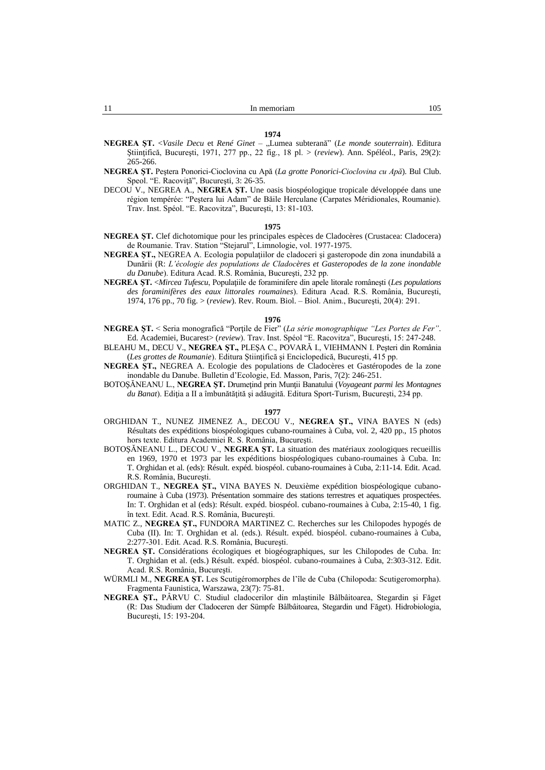**1974**

**NEGREA ŞT.** <*Vasile Decu* et *René Ginet* – „Lumea subterană" (*Le monde souterrain*). Editura Ştiinţifică, Bucureşti, 1971, 277 pp., 22 fig., 18 pl. > (*review*). Ann. Spéléol., Paris, 29(2): 265-266.

**NEGREA ŞT.** Peştera Ponorici-Cioclovina cu Apă (*La grotte Ponorici-Cioclovina cu Apă*). Bul Club. Speol. "E. Racoviţă", Bucureşti, 3: 26-35.

DECOU V., NEGREA A., **NEGREA ŞT.** Une oasis biospéologique tropicale développée dans une région temperée: "Peştera lui Adam" de Băile Herculane (Carpates Méridionales, Roumanie). Trav. Inst. Spéol. "E. Racovitza", Bucureşti, 13: 81-103.

**1975**

**NEGREA ŞT.** Clef dichotomique pour les principales espèces de Cladocères (Crustacea: Cladocera) de Roumanie. Trav. Station "Stejarul", Limnologie, vol. 1977-1975.

**NEGREA ŞT.,** NEGREA A. Ecologia populaţiilor de cladoceri şi gasteropode din zona inundabilă a Dunării (R: *L'écologie des populations de Cladocères et Gasteropodes de la zone inondable du Danube*). Editura Acad. R.S. România, Bucureşti, 232 pp.

**NEGREA ŞT.** <*Mircea Tufescu*, Populaţiile de foraminifere din apele litorale româneşti (*Les populations des foraminifères des eaux littorales roumaines*). Editura Acad. R.S. România, Bucureşti, 1974, 176 pp., 70 fig. > (*review*). Rev. Roum. Biol. – Biol. Anim., Bucureşti, 20(4): 291.

**1976**

**NEGREA ŞT.** < Seria monografică "Porţile de Fier" (*La série monographique "Les Portes de Fer"*. Ed. Academiei, Bucarest> (*review*). Trav. Inst. Spéol "E. Racovitza", Bucureşti, 15: 247-248.

BLEAHU M., DECU V., **NEGREA ŞT.,** PLEŞA C., POVARĂ I., VIEHMANN I. Peşteri din România (*Les grottes de Roumanie*). Editura Ştiinţifică şi Enciclopedică, Bucureşti, 415 pp.

**NEGREA ŞT.,** NEGREA A. Ecologie des populations de Cladocères et Gastéropodes de la zone inondable du Danube. Bulletin d'Ecologie, Ed. Masson, Paris, 7(2): 246-251.

BOTOŞĂNEANU L., **NEGREA ŞT.** Drumeţind prin Munţii Banatului (*Voyageant parmi les Montagnes du Banat*). Ediţia a II a îmbunătăţită şi adăugită. Editura Sport-Turism, Bucureşti, 234 pp.

**1977**

ORGHIDAN T., NUNEZ JIMENEZ A., DECOU V., **NEGREA ŞT.,** VINA BAYES N (eds) Résultats des expéditions biospéologiques cubano-roumaines à Cuba, vol. 2, 420 pp., 15 photos hors textes. Editura Academiei R. S. România, Bucureşti.

BOTOŞĂNEANU L., DECOU V., **NEGREA ŞT.** La situation des matériaux zoologiques recueillis en 1969, 1970 et 1973 par les expéditions biospéologiques cubano-roumaines à Cuba. In: T. Orghidan et al. (eds): Résult. expéd. biospéol. cubano-roumaines à Cuba, 2:11-14. Edit. Acad. R.S. România, Bucureşti.

ORGHIDAN T., **NEGREA ŞT.,** VINA BAYES N. Deuxième expédition biospéologique cubano-roumaine à Cuba (1973). Présentation sommaire des stations terrestres et aquatiques prospectées. In: T. Orghidan et al (eds): Résult. expéd. biospéol. cubano-roumaines à Cuba, 2:15-40, 1 fig. în text. Edit. Acad. R.S. România, Bucureşti.

MATIC Z., **NEGREA ŞT.,** FUNDORA MARTINEZ C. Recherches sur les Chilopodes hypogés de Cuba (II). In: T. Orghidan et al. (eds.). Résult. expéd. biospéol. cubano-roumaines à Cuba, 2:277-301. Edit. Acad. R.S. România, Bucureşti.

**NEGREA ŞT.** Considérations écologiques et biogéographiques, sur les Chilopodes de Cuba. In: T. Orghidan et al. (eds.) Résult. expéd. biospéol. cubano-roumaines à Cuba, 2:303-312. Edit. Acad. R.S. România, Bucureşti.

WÜRMLI M., **NEGREA ŞT.** Les Scutigéromorphes de l'île de Cuba (Chilopoda: Scutigeromorpha). Fragmenta Faunistica, Warszawa, 23(7): 75-81.

**NEGREA ŞT.,** PÂRVU C. Studiul cladocerilor din mlaştinile Bâlbâitoarea, Stegardin şi Făget (R: Das Studium der Cladoceren der Sümpfe Bâlbâitoarea, Stegardin und Făget). Hidrobiologia, Bucureşti, 15: 193-204.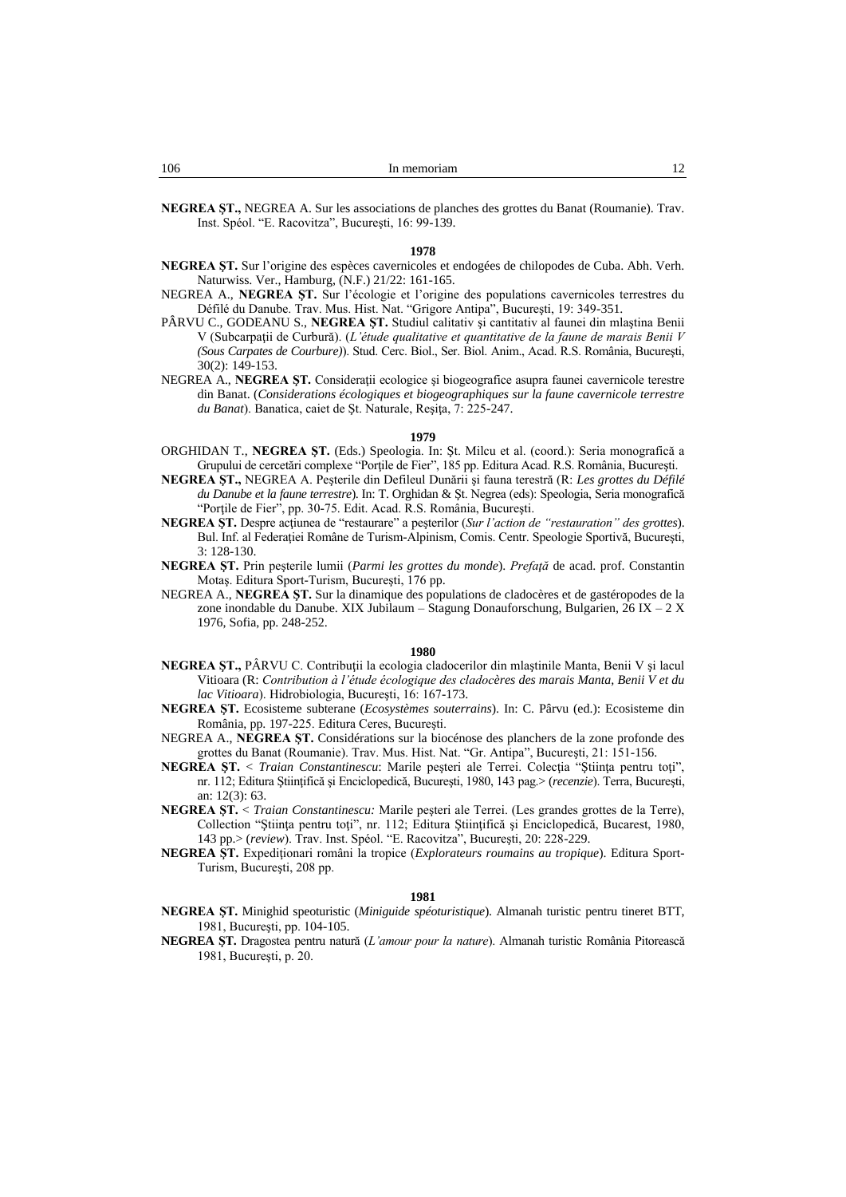**NEGREA ŞT.,** NEGREA A. Sur les associations de planches des grottes du Banat (Roumanie). Trav. Inst. Spéol. "E. Racovitza", Bucureşti, 16: 99-139.

**1978**

**NEGREA ŞT.** Sur l'origine des espèces cavernicoles et endogées de chilopodes de Cuba. Abh. Verh. Naturwiss. Ver., Hamburg, (N.F.) 21/22: 161-165.

NEGREA A., **NEGREA ŞT.** Sur l'écologie et l'origine des populations cavernicoles terrestres du Défilé du Danube. Trav. Mus. Hist. Nat. "Grigore Antipa", Bucureşti, 19: 349-351.

PÂRVU C., GODEANU S., **NEGREA ŞT.** Studiul calitativ şi cantitativ al faunei din mlaştina Benii V (Subcarpaţii de Curbură). (*L'étude qualitative et quantitative de la faune de marais Benii V (Sous Carpates de Courbure)*). Stud. Cerc. Biol., Ser. Biol. Anim., Acad. R.S. România, Bucureşti, 30(2): 149-153.

NEGREA A., **NEGREA ŞT.** Consideraţii ecologice şi biogeografice asupra faunei cavernicole terestre din Banat. (*Considerations écologiques et biogeographiques sur la faune cavernicole terrestre du Banat*). Banatica, caiet de Şt. Naturale, Reşiţa, 7: 225-247.

**1979**

ORGHIDAN T., **NEGREA ŞT.** (Eds.) Speologia. In: Şt. Milcu et al. (coord.): Seria monografică a Grupului de cercetări complexe "Porţile de Fier", 185 pp. Editura Acad. R.S. România, Bucureşti.

**NEGREA ŞT.,** NEGREA A. Peşterile din Defileul Dunării şi fauna terestră (R: *Les grottes du Défilé du Danube et la faune terrestre*). In: T. Orghidan & Şt. Negrea (eds): Speologia, Seria monografică "Porţile de Fier", pp. 30-75. Edit. Acad. R.S. România, Bucureşti.

**NEGREA ŞT.** Despre acţiunea de "restaurare" a peşterilor (*Sur l'action de "restauration" des grottes*). Bul. Inf. al Federaţiei Române de Turism-Alpinism, Comis. Centr. Speologie Sportivă, Bucureşti, 3: 128-130.

**NEGREA ŞT.** Prin peşterile lumii (*Parmi les grottes du monde*). *Prefaţă* de acad. prof. Constantin Motaş. Editura Sport-Turism, Bucureşti, 176 pp.

NEGREA A., **NEGREA ŞT.** Sur la dinamique des populations de cladocères et de gastéropodes de la zone inondable du Danube. XIX Jubilaum – Stagung Donauforschung, Bulgarien, 26 IX – 2 X 1976, Sofia, pp. 248-252.

**1980**

**NEGREA ŞT.,** PÂRVU C. Contribuţii la ecologia cladocerilor din mlaştinile Manta, Benii V şi lacul Vitioara (R: *Contribution à l'étude écologique des cladocères des marais Manta, Benii V et du lac Vitioara*). Hidrobiologia, Bucureşti, 16: 167-173.

**NEGREA ŞT.** Ecosisteme subterane (*Ecosystèmes souterrains*). In: C. Pârvu (ed.): Ecosisteme din România, pp. 197-225. Editura Ceres, Bucureşti.

NEGREA A., **NEGREA ŞT.** Considérations sur la biocénose des planchers de la zone profonde des grottes du Banat (Roumanie). Trav. Mus. Hist. Nat. "Gr. Antipa", Bucureşti, 21: 151-156.

**NEGREA ŞT.** < *Traian Constantinescu*: Marile peşteri ale Terrei. Colecţia "Ştiinţa pentru toţi", nr. 112; Editura Ştiinţifică şi Enciclopedică, Bucureşti, 1980, 143 pag.> (*recenzie*). Terra, Bucureşti, an: 12(3): 63.

**NEGREA ŞT.** < *Traian Constantinescu:* Marile peşteri ale Terrei. (Les grandes grottes de la Terre), Collection "Ştiinţa pentru toţi", nr. 112; Editura Ştiinţifică şi Enciclopedică, Bucarest, 1980, 143 pp.> (*review*). Trav. Inst. Spéol. "E. Racovitza", Bucureşti, 20: 228-229.

**NEGREA ŞT.** Expediţionari români la tropice (*Explorateurs roumains au tropique*). Editura Sport-Turism, Bucureşti, 208 pp.

**1981**

**NEGREA ŞT.** Minighid speoturistic (*Miniguide spéoturistique*). Almanah turistic pentru tineret BTT, 1981, Bucureşti, pp. 104-105.

**NEGREA ŞT.** Dragostea pentru natură (*L'amour pour la nature*). Almanah turistic România Pitorească 1981, Bucureşti, p. 20.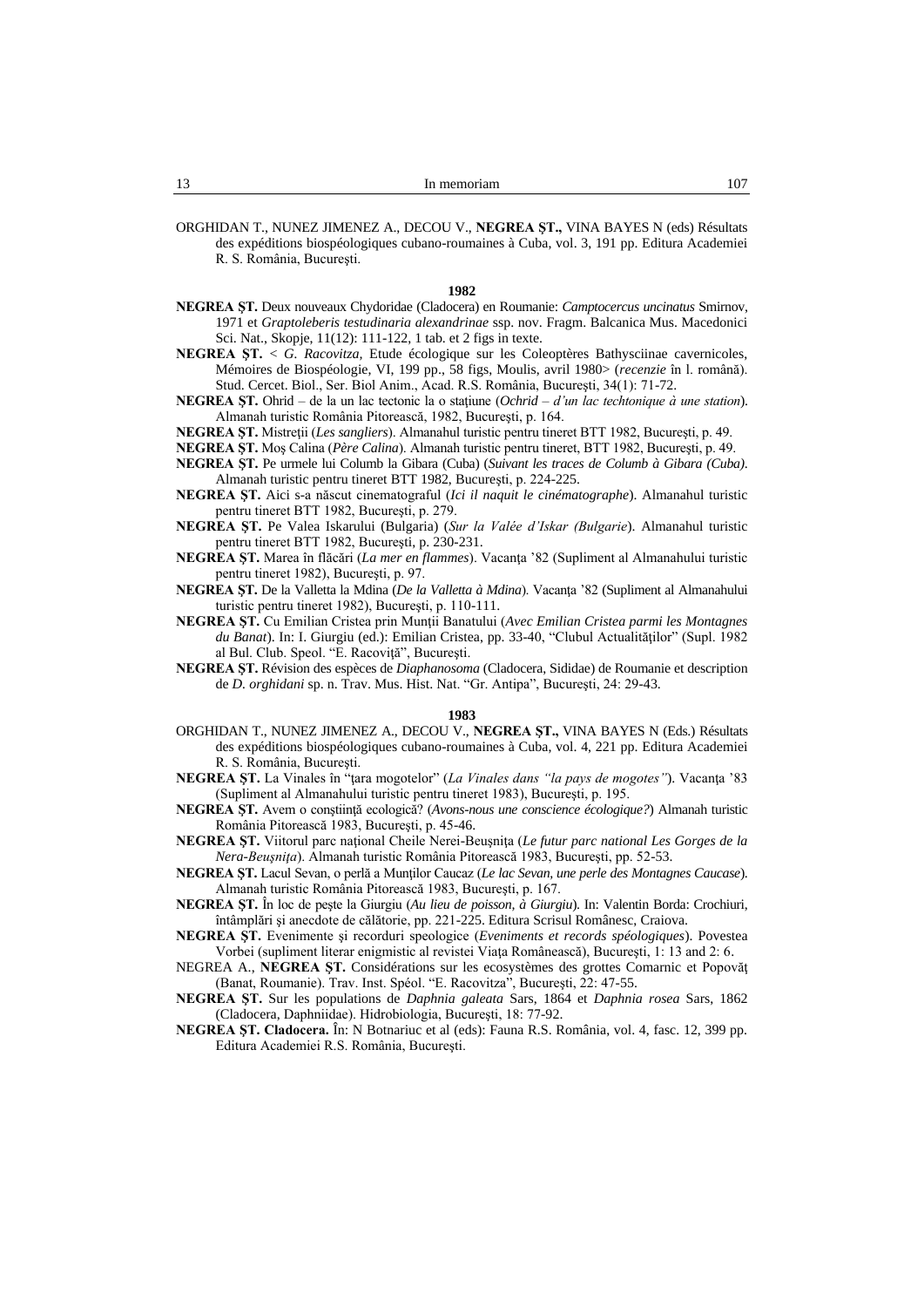ORGHIDAN T., NUNEZ JIMENEZ A., DECOU V., **NEGREA ŞT.,** VINA BAYES N (eds) Résultats des expéditions biospéologiques cubano-roumaines à Cuba, vol. 3, 191 pp. Editura Academiei R. S. România, Bucureşti.

**1982**

**NEGREA ŞT.** Deux nouveaux Chydoridae (Cladocera) en Roumanie: *Camptocercus uncinatus* Smirnov, 1971 et *Graptoleberis testudinaria alexandrinae* ssp. nov. Fragm. Balcanica Mus. Macedonici Sci. Nat., Skopje, 11(12): 111-122, 1 tab. et 2 figs in texte.

**NEGREA ŞT.** < *G. Racovitza,* Etude écologique sur les Coleoptères Bathysciinae cavernicoles, Mémoires de Biospéologie, VI, 199 pp., 58 figs, Moulis, avril 1980> (*recenzie* în l. română). Stud. Cercet. Biol., Ser. Biol Anim., Acad. R.S. România, Bucureşti, 34(1): 71-72.

**NEGREA ŞT.** Ohrid – de la un lac tectonic la o staţiune (*Ochrid – d'un lac techtonique à une station*). Almanah turistic România Pitorească, 1982, Bucureşti, p. 164.

**NEGREA ŞT.** Mistreţii (*Les sangliers*). Almanahul turistic pentru tineret BTT 1982, Bucureşti, p. 49.

**NEGREA ŞT.** Moş Calina (*Père Calina*). Almanah turistic pentru tineret, BTT 1982, Bucureşti, p. 49.

**NEGREA ŞT.** Pe urmele lui Columb la Gibara (Cuba) (*Suivant les traces de Columb à Gibara (Cuba).* Almanah turistic pentru tineret BTT 1982, Bucureşti, p. 224-225.

**NEGREA ŞT.** Aici s-a născut cinematograful (*Ici il naquit le cinématographe*). Almanahul turistic pentru tineret BTT 1982, Bucureşti, p. 279.

**NEGREA ŞT.** Pe Valea Iskarului (Bulgaria) (*Sur la Valée d'Iskar (Bulgarie*). Almanahul turistic pentru tineret BTT 1982, Bucureşti, p. 230-231.

**NEGREA ŞT.** Marea în flăcări (*La mer en flammes*). Vacanţa '82 (Supliment al Almanahului turistic pentru tineret 1982), Bucureşti, p. 97.

**NEGREA ŞT.** De la Valletta la Mdina (*De la Valletta à Mdina*). Vacanţa '82 (Supliment al Almanahului turistic pentru tineret 1982), Bucureşti, p. 110-111.

**NEGREA ŞT.** Cu Emilian Cristea prin Munţii Banatului (*Avec Emilian Cristea parmi les Montagnes du Banat*). In: I. Giurgiu (ed.): Emilian Cristea, pp. 33-40, "Clubul Actualităţilor" (Supl. 1982 al Bul. Club. Speol. "E. Racoviţă", Bucureşti.

**NEGREA ŞT.** Révision des espèces de *Diaphanosoma* (Cladocera, Sididae) de Roumanie et description de *D. orghidani* sp. n. Trav. Mus. Hist. Nat. "Gr. Antipa", Bucureşti, 24: 29-43.

**1983**

ORGHIDAN T., NUNEZ JIMENEZ A., DECOU V., **NEGREA ŞT.,** VINA BAYES N (Eds.) Résultats des expéditions biospéologiques cubano-roumaines à Cuba, vol. 4, 221 pp. Editura Academiei R. S. România, Bucureşti.

**NEGREA ŞT.** La Vinales în "ţara mogotelor" (*La Vinales dans "la pays de mogotes"*). Vacanţa '83 (Supliment al Almanahului turistic pentru tineret 1983), Bucureşti, p. 195.

**NEGREA ŞT.** Avem o conştiinţă ecologică? (*Avons-nous une conscience écologique?*) Almanah turistic România Pitorească 1983, Bucureşti, p. 45-46.

**NEGREA ŞT.** Viitorul parc naţional Cheile Nerei-Beuşniţa (*Le futur parc national Les Gorges de la Nera-Beuşniţa*). Almanah turistic România Pitorească 1983, Bucureşti, pp. 52-53.

**NEGREA ŞT.** Lacul Sevan, o perlă a Munţilor Caucaz (*Le lac Sevan, une perle des Montagnes Caucase*). Almanah turistic România Pitorească 1983, Bucureşti, p. 167.

**NEGREA ŞT.** În loc de peşte la Giurgiu (*Au lieu de poisson, à Giurgiu*). In: Valentin Borda: Crochiuri, întâmplări şi anecdote de călătorie, pp. 221-225. Editura Scrisul Românesc, Craiova.

**NEGREA ŞT.** Evenimente şi recorduri speologice (*Eveniments et records spéologiques*). Povestea Vorbei (supliment literar enigmistic al revistei Viaţa Românească), Bucureşti, 1: 13 and 2: 6.

NEGREA A., **NEGREA ŞT.** Considérations sur les ecosystèmes des grottes Comarnic et Popovăţ (Banat, Roumanie). Trav. Inst. Spéol. "E. Racovitza", Bucureşti, 22: 47-55.

**NEGREA ŞT.** Sur les populations de *Daphnia galeata* Sars, 1864 et *Daphnia rosea* Sars, 1862 (Cladocera, Daphniidae). Hidrobiologia, Bucureşti, 18: 77-92.

**NEGREA ŞT. Cladocera.** În: N Botnariuc et al (eds): Fauna R.S. România, vol. 4, fasc. 12, 399 pp. Editura Academiei R.S. România, Bucureşti.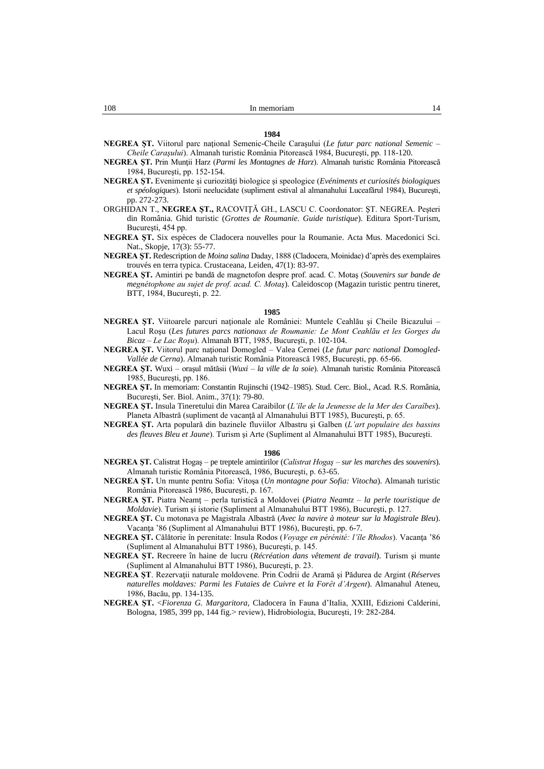**1984**

**NEGREA ŞT.** Viitorul parc naţional Semenic-Cheile Caraşului (*Le futur parc national Semenic – Cheile Caraşului*). Almanah turistic România Pitorească 1984, Bucureşti, pp. 118-120.

**NEGREA ŞT.** Prin Munţii Harz (*Parmi les Montagnes de Harz*). Almanah turistic România Pitorească 1984, Bucureşti, pp. 152-154.

**NEGREA ŞT.** Evenimente şi curiozităţi biologice şi speologice (*Evéniments et curiosités biologiques et spéologiques*). Istorii neelucidate (supliment estival al almanahului Luceafărul 1984), Bucureşti, pp. 272-273.

ORGHIDAN T., **NEGREA ŞT.,** RACOVIŢĂ GH., LASCU C. Coordonator: ŞT. NEGREA. Peşteri din România. Ghid turistic (*Grottes de Roumanie. Guide turistique*). Editura Sport-Turism, Bucureşti, 454 pp.

**NEGREA ŞT.** Six espèces de Cladocera nouvelles pour la Roumanie. Acta Mus. Macedonici Sci. Nat., Skopje, 17(3): 55-77.

**NEGREA ŞT.** Redescription de *Moina salina* Daday, 1888 (Cladocera, Moinidae) d'après des exemplaires trouvés en terra typica. Crustaceana, Leiden, 47(1): 83-97.

**NEGREA ŞT.** Amintiri pe bandă de magnetofon despre prof. acad. C. Motaş (*Souvenirs sur bande de megnétophone au sujet de prof. acad. C. Motaş*). Caleidoscop (Magazin turistic pentru tineret, BTT, 1984, Bucureşti, p. 22.

**1985**

**NEGREA ŞT.** Viitoarele parcuri naţionale ale României: Muntele Ceahlău şi Cheile Bicazului – Lacul Roşu (*Les futures parcs nationaux de Roumanie: Le Mont Ceahlău et les Gorges du Bicaz – Le Lac Roşu*). Almanah BTT, 1985, Bucureşti, pp. 102-104.

**NEGREA ŞT.** Viitorul parc naţional Domogled – Valea Cernei (*Le futur parc national Domogled-Vallée de Cerna*). Almanah turistic România Pitorească 1985, Bucureşti, pp. 65-66.

**NEGREA ŞT.** Wuxi – oraşul mătăsii (*Wuxi – la ville de la soie*). Almanah turistic România Pitorească 1985, Bucureşti, pp. 186.

**NEGREA ŞT.** In memoriam: Constantin Rujinschi (1942–1985). Stud. Cerc. Biol., Acad. R.S. România, Bucureşti, Ser. Biol. Anim., 37(1): 79-80.

**NEGREA ŞT.** Insula Tineretului din Marea Caraibilor (*L'île de la Jeunesse de la Mer des Caraïbes*). Planeta Albastră (supliment de vacanţă al Almanahului BTT 1985), Bucureşti, p. 65.

**NEGREA ŞT.** Arta populară din bazinele fluviilor Albastru şi Galben (*L'art populaire des bassins des fleuves Bleu et Jaune*). Turism şi Arte (Supliment al Almanahului BTT 1985), Bucureşti.

**1986**

**NEGREA ŞT.** Calistrat Hogaş – pe treptele amintirilor (*Calistrat Hogaş – sur les marches des souvenirs*). Almanah turistic România Pitorească, 1986, Bucureşti, p. 63-65.

**NEGREA ŞT.** Un munte pentru Sofia: Vitoşa (*Un montagne pour Sofia: Vitocha*). Almanah turistic România Pitorească 1986, Bucureşti, p. 167.

**NEGREA ŞT.** Piatra Neamţ – perla turistică a Moldovei (*Piatra Neamtz – la perle touristique de Moldavie*). Turism şi istorie (Supliment al Almanahului BTT 1986), Bucureşti, p. 127.

**NEGREA ŞT.** Cu motonava pe Magistrala Albastră (*Avec la navire à moteur sur la Magistrale Bleu*). Vacanţa '86 (Supliment al Almanahului BTT 1986), Bucureşti, pp. 6-7.

**NEGREA ŞT.** Călătorie în perenitate: Insula Rodos (*Voyage en pérénité: l'île Rhodos*). Vacanţa '86 (Supliment al Almanahului BTT 1986), Bucureşti, p. 145.

**NEGREA ŞT.** Recreere în haine de lucru (*Récréation dans vêtement de travail*). Turism şi munte (Supliment al Almanahului BTT 1986), Bucureşti, p. 23.

**NEGREA ŞT**. Rezervaţii naturale moldovene. Prin Codrii de Aramă şi Pădurea de Argint (*Réserves naturelles moldaves: Parmi les Futaies de Cuivre et la Forêt d'Argent*). Almanahul Ateneu, 1986, Bacău, pp. 134-135.

**NEGREA ŞT.** <*Fiorenza G. Margaritora,* Cladocera în Fauna d'Italia, XXIII, Edizioni Calderini, Bologna, 1985, 399 pp, 144 fig.> review), Hidrobiologia, Bucureşti, 19: 282-284.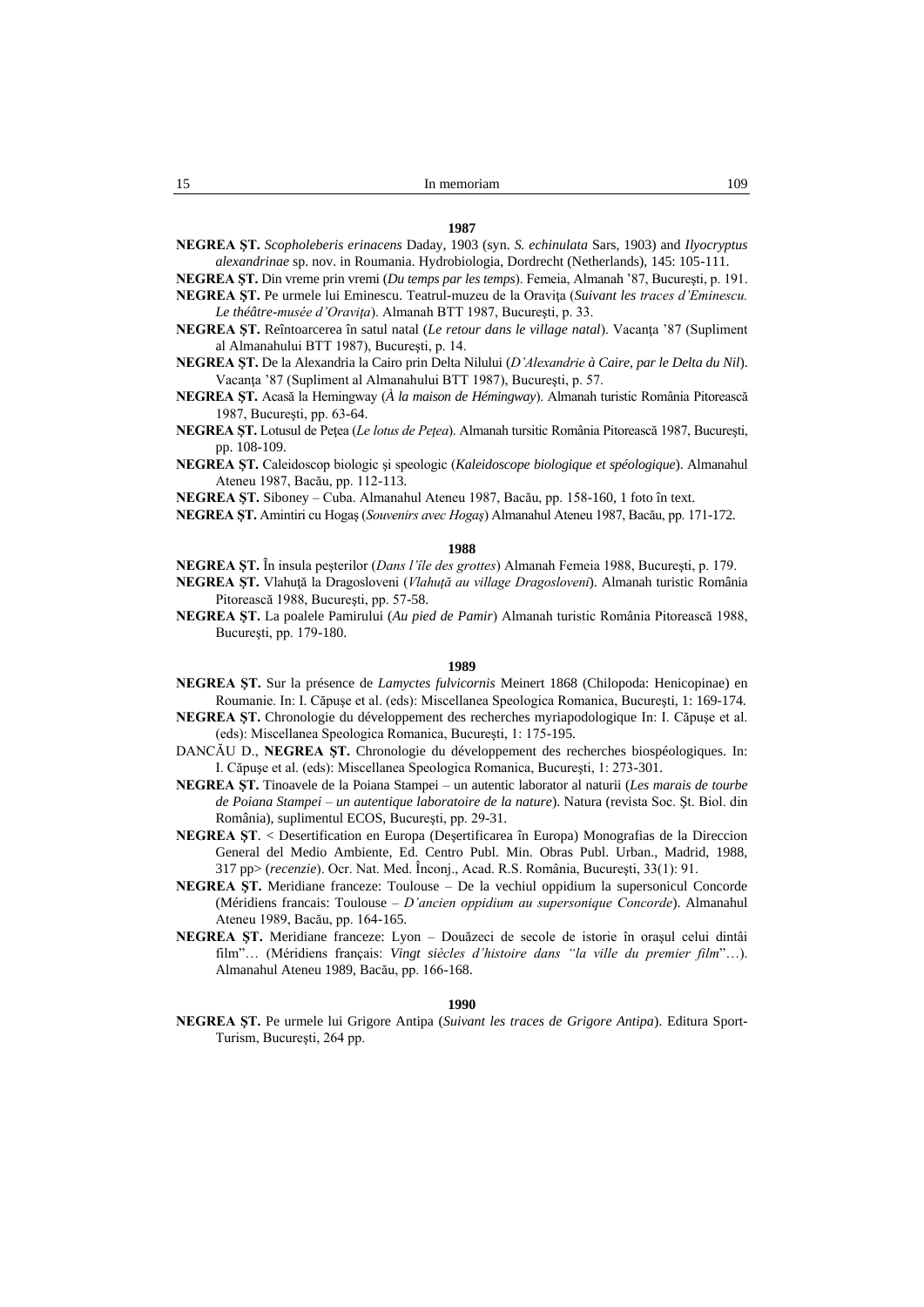### 1987

**NEGREA ŞT.** *Scopholeberis erinacens* Daday, 1903 (syn. *S. echinulata* Sars, 1903) and *Ilyocryptus alexandrinae* sp. nov. in Roumania. Hydrobiologia, Dordrecht (Netherlands), 145: 105-111.

**NEGREA ŞT.** Din vreme prin vremi (*Du temps par les temps*). Femeia, Almanah '87, Bucureşti, p. 191.

**NEGREA ŞT.** Pe urmele lui Eminescu. Teatrul-muzeu de la Oraviţa (*Suivant les traces d'Eminescu. Le théâtre-musée d'Oraviţa*). Almanah BTT 1987, Bucureşti, p. 33.

**NEGREA ŞT.** Reîntoarcerea în satul natal (*Le retour dans le village natal*). Vacanţa '87 (Supliment al Almanahului BTT 1987), Bucureşti, p. 14.

**NEGREA ŞT.** De la Alexandria la Cairo prin Delta Nilului (*D'Alexandrie à Caire, par le Delta du Nil*). Vacanţa '87 (Supliment al Almanahului BTT 1987), Bucureşti, p. 57.

**NEGREA ŞT.** Acasă la Hemingway (*À la maison de Hémingway*). Almanah turistic România Pitorească 1987, Bucureşti, pp. 63-64.

**NEGREA ŞT.** Lotusul de Peţea (*Le lotus de Peţea*). Almanah tursitic România Pitorească 1987, Bucureşti, pp. 108-109.

**NEGREA ŞT.** Caleidoscop biologic şi speologic (*Kaleidoscope biologique et spéologique*). Almanahul Ateneu 1987, Bacău, pp. 112-113.

**NEGREA ŞT.** Siboney – Cuba. Almanahul Ateneu 1987, Bacău, pp. 158-160, 1 foto în text.

**NEGREA ŞT.** Amintiri cu Hogaş (*Souvenirs avec Hogaş*) Almanahul Ateneu 1987, Bacău, pp. 171-172.

### 1988

**NEGREA ŞT.** În insula peşterilor (*Dans l'île des grottes*) Almanah Femeia 1988, Bucureşti, p. 179.

**NEGREA ŞT.** Vlahuţă la Dragosloveni (*Vlahuţă au village Dragosloveni*). Almanah turistic România Pitorească 1988, Bucureşti, pp. 57-58.

**NEGREA ŞT.** La poalele Pamirului (*Au pied de Pamir*) Almanah turistic România Pitorească 1988, Bucureşti, pp. 179-180.

### 1989

**NEGREA ŞT.** Sur la présence de *Lamyctes fulvicornis* Meinert 1868 (Chilopoda: Henicopinae) en Roumanie. In: I. Căpuşe et al. (eds): Miscellanea Speologica Romanica, Bucureşti, 1: 169-174.

**NEGREA ŞT.** Chronologie du développement des recherches myriapodologique In: I. Căpuşe et al. (eds): Miscellanea Speologica Romanica, Bucureşti, 1: 175-195.

DANCĂU D., **NEGREA ŞT.** Chronologie du développement des recherches biospéologiques. In: I. Căpuşe et al. (eds): Miscellanea Speologica Romanica, Bucureşti, 1: 273-301.

**NEGREA ŞT.** Tinoavele de la Poiana Stampei – un autentic laborator al naturii (*Les marais de tourbe de Poiana Stampei – un autentique laboratoire de la nature*). Natura (revista Soc. Şt. Biol. din România), suplimentul ECOS, Bucureşti, pp. 29-31.

**NEGREA ŞT**. < Desertification en Europa (Deşertificarea în Europa) Monografias de la Direccion General del Medio Ambiente, Ed. Centro Publ. Min. Obras Publ. Urban., Madrid, 1988, 317 pp> (*recenzie*). Ocr. Nat. Med. Înconj., Acad. R.S. România, Bucureşti, 33(1): 91.

**NEGREA ŞT.** Meridiane franceze: Toulouse – De la vechiul oppidium la supersonicul Concorde (Méridiens francais: Toulouse – *D'ancien oppidium au supersonique Concorde*). Almanahul Ateneu 1989, Bacău, pp. 164-165.

**NEGREA ŞT.** Meridiane franceze: Lyon – Douăzeci de secole de istorie în oraşul celui dintâi film"… (Méridiens français: *Vingt siècles d'histoire dans "la ville du premier film*"…). Almanahul Ateneu 1989, Bacău, pp. 166-168.

### 1990

**NEGREA ŞT.** Pe urmele lui Grigore Antipa (*Suivant les traces de Grigore Antipa*). Editura Sport-Turism, Bucureşti, 264 pp.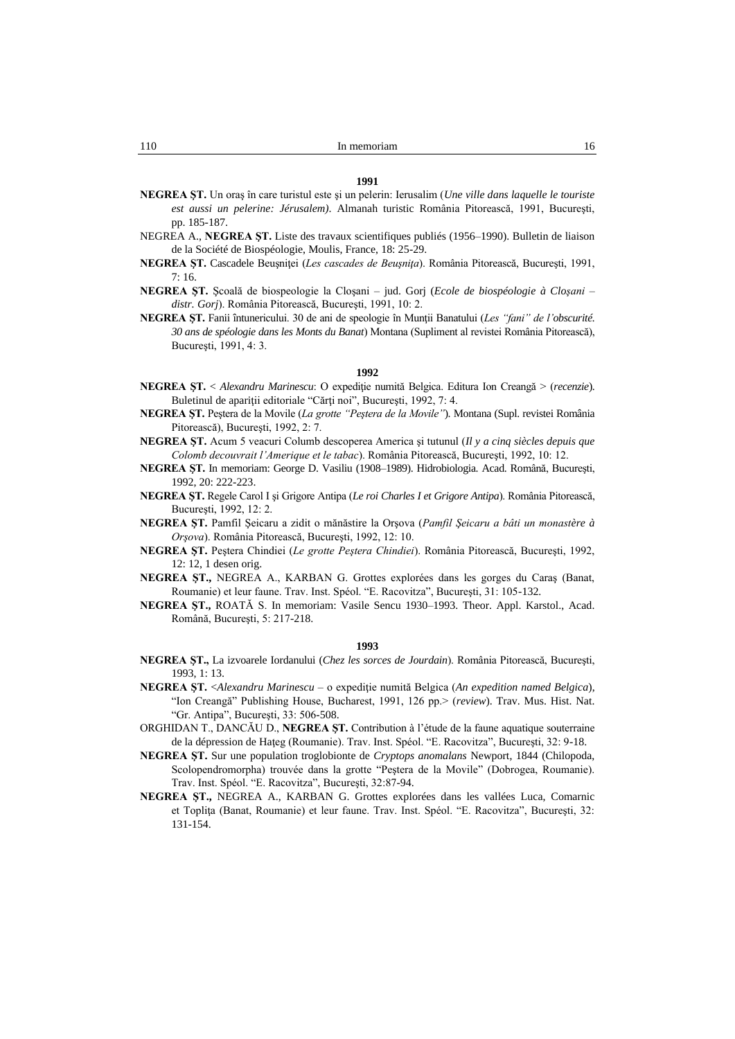**1991**

**NEGREA ŞT.** Un oraş în care turistul este şi un pelerin: Ierusalim (*Une ville dans laquelle le touriste est aussi un pelerine: Jérusalem)*. Almanah turistic România Pitorească, 1991, Bucureşti, pp. 185-187.

NEGREA A., **NEGREA ŞT.** Liste des travaux scientifiques publiés (1956–1990). Bulletin de liaison de la Société de Biospéologie, Moulis, France, 18: 25-29.

**NEGREA ŞT.** Cascadele Beuşniţei (*Les cascades de Beuşniţa*). România Pitorească, Bucureşti, 1991, 7: 16.

**NEGREA ŞT.** Şcoală de biospeologie la Cloşani – jud. Gorj (*Ecole de biospéologie à Cloşani – distr. Gorj*). România Pitorească, Bucureşti, 1991, 10: 2.

**NEGREA ŞT.** Fanii întunericului. 30 de ani de speologie în Munţii Banatului (*Les "fani" de l'obscurité. 30 ans de spéologie dans les Monts du Banat*) Montana (Supliment al revistei România Pitorească), Bucureşti, 1991, 4: 3.

**1992**

**NEGREA ŞT.** < *Alexandru Marinescu*: O expediţie numită Belgica. Editura Ion Creangă > (*recenzie*). Buletinul de apariţii editoriale "Cărţi noi", Bucureşti, 1992, 7: 4.

**NEGREA ŞT.** Peştera de la Movile (*La grotte "Peştera de la Movile"*). Montana (Supl. revistei România Pitorească), Bucureşti, 1992, 2: 7.

**NEGREA ŞT.** Acum 5 veacuri Columb descoperea America şi tutunul (*Il y a cinq siècles depuis que Colomb decouvrait l'Amerique et le tabac*). România Pitorească, Bucureşti, 1992, 10: 12.

**NEGREA ŞT.** In memoriam: George D. Vasiliu (1908–1989). Hidrobiologia. Acad. Română, Bucureşti, 1992, 20: 222-223.

**NEGREA ŞT.** Regele Carol I şi Grigore Antipa (*Le roi Charles I et Grigore Antipa*). România Pitorească, Bucureşti, 1992, 12: 2.

**NEGREA ŞT.** Pamfil Şeicaru a zidit o mănăstire la Orşova (*Pamfil Şeicaru a bâti un monastère à Orşova*). România Pitorească, Bucureşti, 1992, 12: 10.

**NEGREA ŞT.** Peştera Chindiei (*Le grotte Peştera Chindiei*). România Pitorească, Bucureşti, 1992, 12: 12, 1 desen orig.

**NEGREA ŞT.,** NEGREA A., KARBAN G. Grottes explorées dans les gorges du Caraş (Banat, Roumanie) et leur faunes. Trav. Inst. Spéol. "E. Racovitza", Bucureşti, 31: 105-132.

**NEGREA ŞT.,** ROATĂ S. In memoriam: Vasile Sencu 1930–1993. Theor. Appl. Karstol., Acad. Română, Bucureşti, 5: 217-218.

**1993**

**NEGREA ŞT.,** La izvoarele Iordanului (*Chez les sorces de Jourdain*). România Pitorească, Bucureşti, 1993, 1: 13.

**NEGREA ŞT.** <*Alexandru Marinescu* – o expediţie numită Belgica (*An expedition named Belgica*), "Ion Creangă" Publishing House, Bucharest, 1991, 126 pp.> (*review*). Trav. Mus. Hist. Nat. "Gr. Antipa", Bucureşti, 33: 506-508.

ORGHIDAN T., DANCĂU D., **NEGREA ŞT.** Contribution à l'étude de la faune aquatique souterraine de la dépression de Haţeg (Roumanie). Trav. Inst. Spéol. "E. Racovitza", Bucureşti, 32: 9-18.

**NEGREA ŞT.** Sur une population troglobionte de *Cryptops anomalans* Newport, 1844 (Chilopoda, Scolopendromorpha) trouvée dans la grotte "Peştera de la Movile" (Dobrogea, Roumanie). Trav. Inst. Spéol. "E. Racovitza", Bucureşti, 32:87-94.

**NEGREA ŞT.,** NEGREA A., KARBAN G. Grottes explorées dans les vallées Luca, Comarnic et Topliţa (Banat, Roumanie) et leur faune. Trav. Inst. Spéol. "E. Racovitza", Bucureşti, 32: 131-154.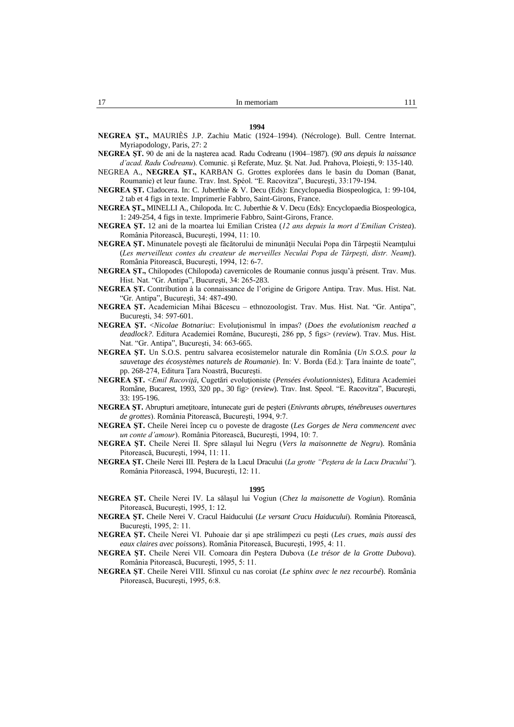**1994**

**NEGREA ŞT.,** MAURIÈS J.P. Zachiu Matic (1924–1994). (Nécrologe). Bull. Centre Internat. Myriapodology, Paris, 27: 2

**NEGREA ŞT.** 90 de ani de la naşterea acad. Radu Codreanu (1904–1987). (*90 ans depuis la naissance d'acad. Radu Codreanu*). Comunic. şi Referate, Muz. Şt. Nat. Jud. Prahova, Ploieşti, 9: 135-140.

NEGREA A., **NEGREA ŞT.,** KARBAN G. Grottes explorées dans le basin du Doman (Banat, Roumanie) et leur faune. Trav. Inst. Spéol. "E. Racovitza", Bucureşti, 33:179-194.

**NEGREA ŞT.** Cladocera. In: C. Juberthie & V. Decu (Eds): Encyclopaedia Biospeologica, 1: 99-104, 2 tab et 4 figs in texte. Imprimerie Fabbro, Saint-Girons, France.

**NEGREA ŞT.,** MINELLI A., Chilopoda. In: C. Juberthie & V. Decu (Eds): Encyclopaedia Biospeologica, 1: 249-254, 4 figs in texte. Imprimerie Fabbro, Saint-Girons, France.

**NEGREA ŞT.** 12 ani de la moartea lui Emilian Cristea (*12 ans depuis la mort d'Emilian Cristea*). România Pitorească, Bucureşti, 1994, 11: 10.

**NEGREA ŞT.** Minunatele poveşti ale făcătorului de minunăţii Neculai Popa din Târpeştii Neamţului (*Les merveilleux contes du createur de merveilles Neculai Popa de Târpeşti, distr. Neamţ*). România Pitorească, Bucureşti, 1994, 12: 6-7.

**NEGREA ŞT.,** Chilopodes (Chilopoda) cavernicoles de Roumanie connus jusqu'à présent. Trav. Mus. Hist. Nat. "Gr. Antipa", Bucureşti, 34: 265-283.

**NEGREA ŞT.** Contribution à la connaissance de l'origine de Grigore Antipa. Trav. Mus. Hist. Nat. "Gr. Antipa", Bucureşti, 34: 487-490.

**NEGREA ŞT.** Academician Mihai Băcescu – ethnozoologist. Trav. Mus. Hist. Nat. "Gr. Antipa", Bucureşti, 34: 597-601.

**NEGREA ŞT.** <*Nicolae Botnariuc*: Evoluţionismul în impas? (*Does the evolutionism reached a deadlock?*. Editura Academiei Române, Bucureşti, 286 pp, 5 figs> (*review*). Trav. Mus. Hist. Nat. "Gr. Antipa", Bucureşti, 34: 663-665.

**NEGREA ŞT.** Un S.O.S. pentru salvarea ecosistemelor naturale din România (*Un S.O.S. pour la sauvetage des écosystèmes naturels de Roumanie*). In: V. Borda (Ed.): Ţara înainte de toate", pp. 268-274, Editura Ţara Noastră, Bucureşti.

**NEGREA ŞT.** <*Emil Racoviţă*, Cugetări evoluţioniste (*Pensées évolutionnistes*), Editura Academiei Române, Bucarest, 1993, 320 pp., 30 fig> (*review*). Trav. Inst. Speol. "E. Racovitza", Bucureşti, 33: 195-196.

**NEGREA ŞT.** Abrupturi ameţitoare, întunecate guri de peşteri (*Enivrants abrupts, ténébreuses ouvertures de grottes*). România Pitorească, Bucureşti, 1994, 9:7.

**NEGREA ŞT.** Cheile Nerei încep cu o poveste de dragoste (*Les Gorges de Nera commencent avec un conte d'amour*). România Pitorească, Bucureşti, 1994, 10: 7.

**NEGREA ŞT.** Cheile Nerei II. Spre sălaşul lui Negru (*Vers la maisonnette de Negru*). România Pitorească, Bucureşti, 1994, 11: 11.

**NEGREA ŞT.** Cheile Nerei III. Peştera de la Lacul Dracului (*La grotte "Peştera de la Lacu Dracului"*). România Pitorească, 1994, Bucureşti, 12: 11.

**1995**

**NEGREA ŞT.** Cheile Nerei IV. La sălaşul lui Vogiun (*Chez la maisonette de Vogiun*). România Pitorească, Bucureşti, 1995, 1: 12.

**NEGREA ŞT.** Cheile Nerei V. Cracul Haiducului (*Le versant Cracu Haiducului*). România Pitorească, Bucureşti, 1995, 2: 11.

**NEGREA ŞT.** Cheile Nerei VI. Puhoaie dar şi ape strălimpezi cu peşti (*Les crues, mais aussi des eaux claires avec poissons*). România Pitorească, Bucureşti, 1995, 4: 11.

**NEGREA ŞT.** Cheile Nerei VII. Comoara din Peştera Dubova (*Le trésor de la Grotte Dubova*). România Pitorească, Bucureşti, 1995, 5: 11.

**NEGREA ŞT**. Cheile Nerei VIII. Sfinxul cu nas coroiat (*Le sphinx avec le nez recourbé*). România Pitorească, Bucureşti, 1995, 6:8.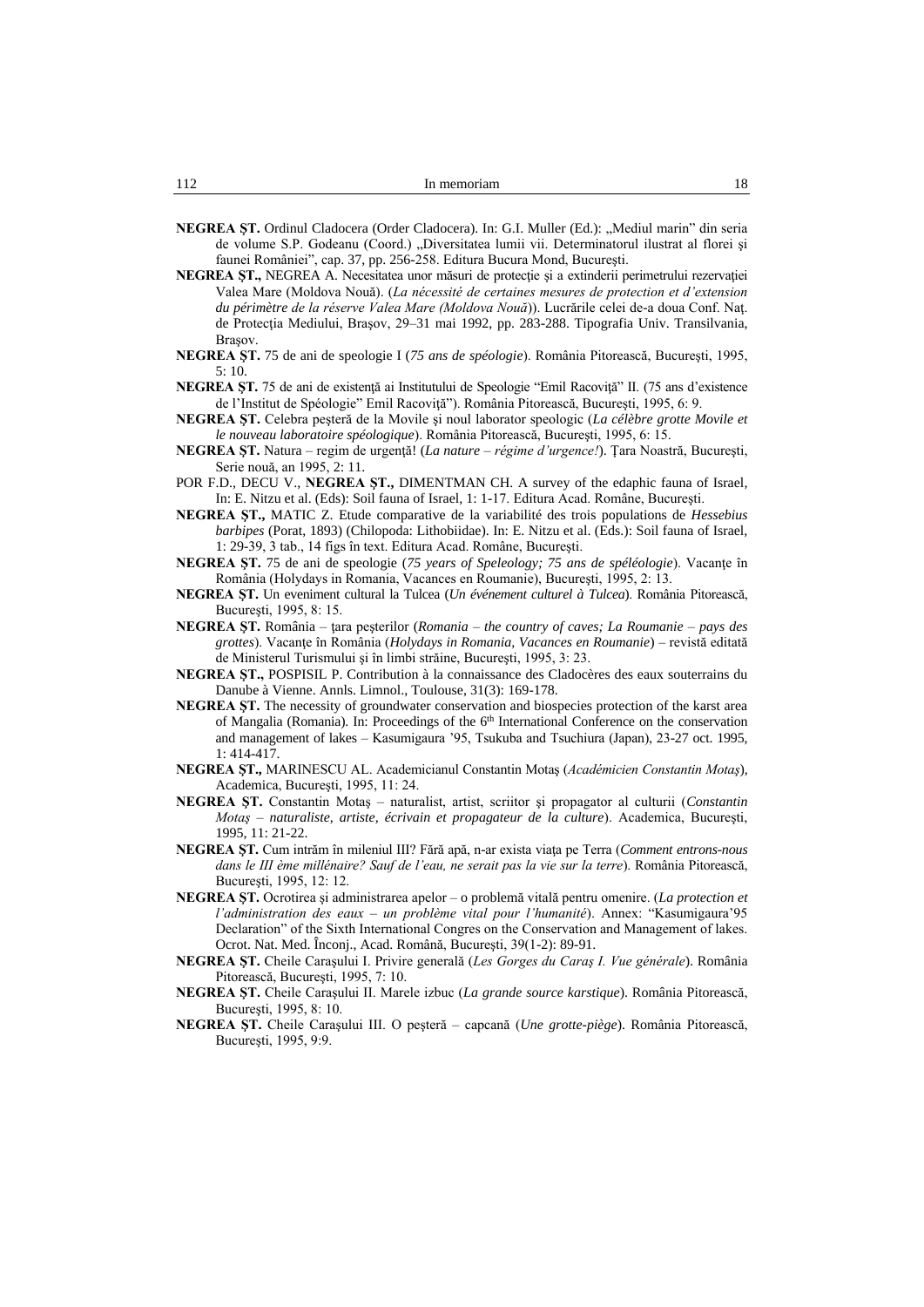**NEGREA ŞT.** Ordinul Cladocera (Order Cladocera). In: G.I. Muller (Ed.): „Mediul marin" din seria de volume S.P. Godeanu (Coord.) „Diversitatea lumii vii. Determinatorul ilustrat al florei şi faunei României", cap. 37, pp. 256-258. Editura Bucura Mond, Bucureşti.

**NEGREA ŞT.,** NEGREA A. Necesitatea unor măsuri de protecţie şi a extinderii perimetrului rezervaţiei Valea Mare (Moldova Nouă). (*La nécessité de certaines mesures de protection et d'extension du périmètre de la réserve Valea Mare (Moldova Nouă)*). Lucrările celei de-a doua Conf. Naţ. de Protecţia Mediului, Braşov, 29–31 mai 1992, pp. 283-288. Tipografia Univ. Transilvania, Braşov.

**NEGREA ŞT.** 75 de ani de speologie I (*75 ans de spéologie*). România Pitorească, Bucureşti, 1995, 5: 10.

**NEGREA ŞT.** 75 de ani de existenţă ai Institutului de Speologie "Emil Racoviţă" II. (75 ans d'existence de l'Institut de Spéologie" Emil Racoviţă"). România Pitorească, Bucureşti, 1995, 6: 9.

**NEGREA ŞT.** Celebra peşteră de la Movile şi noul laborator speologic (*La célèbre grotte Movile et le nouveau laboratoire spéologique*). România Pitorească, Bucureşti, 1995, 6: 15.

**NEGREA ŞT.** Natura – regim de urgenţă! (*La nature – régime d'urgence!*). Ţara Noastră, Bucureşti, Serie nouă, an 1995, 2: 11.

POR F.D., DECU V., **NEGREA ŞT.,** DIMENTMAN CH. A survey of the edaphic fauna of Israel, In: E. Nitzu et al. (Eds): Soil fauna of Israel, 1: 1-17. Editura Acad. Române, Bucureşti.

**NEGREA ŞT.,** MATIC Z. Etude comparative de la variabilité des trois populations de *Hessebius barbipes* (Porat, 1893) (Chilopoda: Lithobiidae). In: E. Nitzu et al. (Eds.): Soil fauna of Israel, 1: 29-39, 3 tab., 14 figs în text. Editura Acad. Române, Bucureşti.

**NEGREA ŞT.** 75 de ani de speologie (*75 years of Speleology; 75 ans de spéléologie*). Vacanţe în România (Holydays in Romania, Vacances en Roumanie), Bucureşti, 1995, 2: 13.

**NEGREA ŞT.** Un eveniment cultural la Tulcea (*Un événement culturel à Tulcea*). România Pitorească, Bucureşti, 1995, 8: 15.

**NEGREA ŞT.** România – ţara peşterilor (*Romania – the country of caves; La Roumanie – pays des grottes*). Vacanţe în România (*Holydays in Romania, Vacances en Roumanie*) – revistă editată de Ministerul Turismului şi în limbi străine, Bucureşti, 1995, 3: 23.

**NEGREA ŞT.,** POSPISIL P. Contribution à la connaissance des Cladocères des eaux souterrains du Danube à Vienne. Annls. Limnol., Toulouse, 31(3): 169-178.

**NEGREA ŞT.** The necessity of groundwater conservation and biospecies protection of the karst area of Mangalia (Romania). In: Proceedings of the 6th International Conference on the conservation and management of lakes – Kasumigaura '95, Tsukuba and Tsuchiura (Japan), 23-27 oct. 1995, 1: 414-417.

**NEGREA ŞT.,** MARINESCU AL. Academicianul Constantin Motaş (*Académicien Constantin Motaş*), Academica, Bucureşti, 1995, 11: 24.

**NEGREA ŞT.** Constantin Motaş – naturalist, artist, scriitor şi propagator al culturii (*Constantin Motaş – naturaliste, artiste, écrivain et propagateur de la culture*). Academica, Bucureşti, 1995, 11: 21-22.

**NEGREA ŞT.** Cum intrăm în mileniul III? Fără apă, n-ar exista viaţa pe Terra (*Comment entrons-nous dans le III ème millénaire? Sauf de l'eau, ne serait pas la vie sur la terre*). România Pitorească, Bucureşti, 1995, 12: 12.

**NEGREA ŞT.** Ocrotirea şi administrarea apelor – o problemă vitală pentru omenire. (*La protection et l'administration des eaux – un problème vital pour l'humanité*). Annex: "Kasumigaura'95 Declaration" of the Sixth International Congres on the Conservation and Management of lakes. Ocrot. Nat. Med. Înconj., Acad. Română, Bucureşti, 39(1-2): 89-91.

**NEGREA ŞT.** Cheile Caraşului I. Privire generală (*Les Gorges du Caraş I. Vue générale*). România Pitorească, Bucureşti, 1995, 7: 10.

**NEGREA ŞT.** Cheile Caraşului II. Marele izbuc (*La grande source karstique*). România Pitorească, Bucureşti, 1995, 8: 10.

**NEGREA ŞT.** Cheile Caraşului III. O peşteră – capcană (*Une grotte-piège*). România Pitorească, Bucureşti, 1995, 9:9.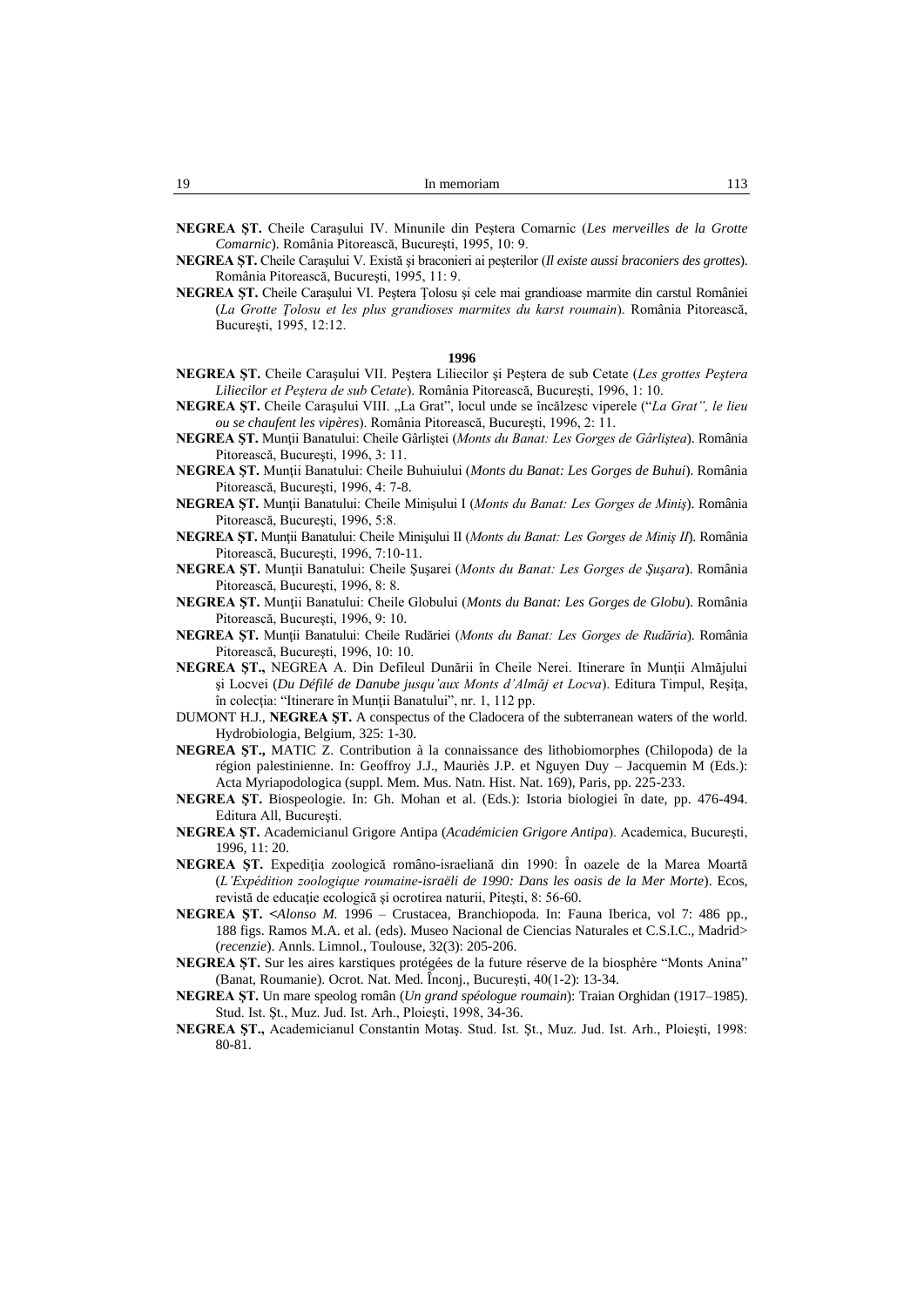**NEGREA ŞT.** Cheile Caraşului IV. Minunile din Peştera Comarnic (*Les merveilles de la Grotte Comarnic*). România Pitorească, Bucureşti, 1995, 10: 9.

**NEGREA ŞT.** Cheile Caraşului V. Există şi braconieri ai peşterilor (*Il existe aussi braconiers des grottes*). România Pitorească, Bucureşti, 1995, 11: 9.

**NEGREA ŞT.** Cheile Caraşului VI. Peştera Ţolosu şi cele mai grandioase marmite din carstul României (*La Grotte Ţolosu et les plus grandioses marmites du karst roumain*). România Pitorească, Bucureşti, 1995, 12:12.

**1996**

**NEGREA ŞT.** Cheile Caraşului VII. Peştera Liliecilor şi Peştera de sub Cetate (*Les grottes Peştera Liliecilor et Peştera de sub Cetate*). România Pitorească, Bucureşti, 1996, 1: 10.

**NEGREA ŞT.** Cheile Caraşului VIII. „La Grat", locul unde se încălzesc viperele ("*La Grat", le lieu ou se chaufent les vipères*). România Pitorească, Bucureşti, 1996, 2: 11.

**NEGREA ŞT.** Munţii Banatului: Cheile Gârliştei (*Monts du Banat: Les Gorges de Gârliştea*). România Pitorească, Bucureşti, 1996, 3: 11.

**NEGREA ŞT.** Munţii Banatului: Cheile Buhuiului (*Monts du Banat: Les Gorges de Buhui*). România Pitorească, Bucureşti, 1996, 4: 7-8.

**NEGREA ŞT.** Munţii Banatului: Cheile Minişului I (*Monts du Banat: Les Gorges de Miniş*). România Pitorească, Bucureşti, 1996, 5:8.

**NEGREA ŞT.** Munţii Banatului: Cheile Minişului II (*Monts du Banat: Les Gorges de Miniş II*). România Pitorească, Bucureşti, 1996, 7:10-11.

**NEGREA ŞT.** Munţii Banatului: Cheile Şuşarei (*Monts du Banat: Les Gorges de Şuşara*). România Pitorească, Bucureşti, 1996, 8: 8.

**NEGREA ŞT.** Munţii Banatului: Cheile Globului (*Monts du Banat: Les Gorges de Globu*). România Pitorească, Bucureşti, 1996, 9: 10.

**NEGREA ŞT.** Munţii Banatului: Cheile Rudăriei (*Monts du Banat: Les Gorges de Rudăria*). România Pitorească, Bucureşti, 1996, 10: 10.

**NEGREA ŞT.,** NEGREA A. Din Defileul Dunării în Cheile Nerei. Itinerare în Munţii Almăjului şi Locvei (*Du Défilé de Danube jusqu'aux Monts d'Almăj et Locva*). Editura Timpul, Reşiţa, în colecţia: "Itinerare în Munţii Banatului", nr. 1, 112 pp.

DUMONT H.J., **NEGREA ŞT.** A conspectus of the Cladocera of the subterranean waters of the world. Hydrobiologia, Belgium, 325: 1-30.

**NEGREA ŞT.,** MATIC Z. Contribution à la connaissance des lithobiomorphes (Chilopoda) de la région palestinienne. In: Geoffroy J.J., Mauriès J.P. et Nguyen Duy – Jacquemin M (Eds.): Acta Myriapodologica (suppl. Mem. Mus. Natn. Hist. Nat. 169), Paris, pp. 225-233.

**NEGREA ŞT.** Biospeologie. In: Gh. Mohan et al. (Eds.): Istoria biologiei în date, pp. 476-494. Editura All, Bucureşti.

**NEGREA ŞT.** Academicianul Grigore Antipa (*Académicien Grigore Antipa*). Academica, Bucureşti, 1996, 11: 20.

**NEGREA ŞT.** Expediţia zoologică româno-israeliană din 1990: În oazele de la Marea Moartă (*L'Expédition zoologique roumaine-israëli de 1990: Dans les oasis de la Mer Morte*). Ecos, revistă de educaţie ecologică şi ocrotirea naturii, Piteşti, 8: 56-60.

**NEGREA ŞT.** <*Alonso M.* 1996 – Crustacea, Branchiopoda. In: Fauna Iberica, vol 7: 486 pp., 188 figs. Ramos M.A. et al. (eds). Museo Nacional de Ciencias Naturales et C.S.I.C., Madrid> (*recenzie*). Annls. Limnol., Toulouse, 32(3): 205-206.

**NEGREA ŞT.** Sur les aires karstiques protégées de la future réserve de la biosphère "Monts Anina" (Banat, Roumanie). Ocrot. Nat. Med. Înconj., Bucureşti, 40(1-2): 13-34.

**NEGREA ŞT.** Un mare speolog român (*Un grand spéologue roumain*): Traian Orghidan (1917–1985). Stud. Ist. Şt., Muz. Jud. Ist. Arh., Ploieşti, 1998, 34-36.

**NEGREA ŞT.,** Academicianul Constantin Motaş. Stud. Ist. Şt., Muz. Jud. Ist. Arh., Ploieşti, 1998: 80-81.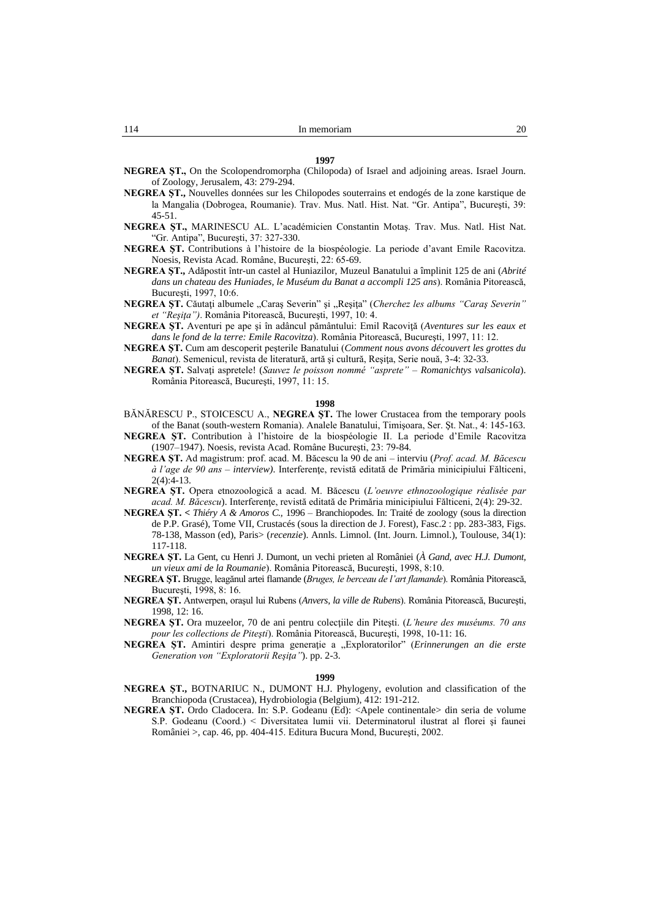**1997**

**NEGREA ŞT.,** On the Scolopendromorpha (Chilopoda) of Israel and adjoining areas. Israel Journ. of Zoology, Jerusalem, 43: 279-294.

**NEGREA ŞT.,** Nouvelles données sur les Chilopodes souterrains et endogés de la zone karstique de la Mangalia (Dobrogea, Roumanie). Trav. Mus. Natl. Hist. Nat. "Gr. Antipa", Bucureşti, 39: 45-51.

**NEGREA ŞT.,** MARINESCU AL. L'académicien Constantin Motaş. Trav. Mus. Natl. Hist Nat. "Gr. Antipa", Bucureşti, 37: 327-330.

**NEGREA ŞT.** Contributions à l'histoire de la biospéologie. La periode d'avant Emile Racovitza. Noesis, Revista Acad. Române, Bucureşti, 22: 65-69.

**NEGREA ŞT.,** Adăpostit într-un castel al Huniazilor, Muzeul Banatului a împlinit 125 de ani (*Abrité dans un chateau des Huniades, le Muséum du Banat a accompli 125 ans*). România Pitorească, Bucureşti, 1997, 10:6.

**NEGREA ŞT.** Căutaţi albumele „Caraş Severin" şi „Reşiţa" (*Cherchez les albums "Caraş Severin" et "Reşiţa")*. România Pitorească, Bucureşti, 1997, 10: 4.

**NEGREA ŞT.** Aventuri pe ape şi în adâncul pământului: Emil Racoviţă (*Aventures sur les eaux et dans le fond de la terre: Emile Racovitza*). România Pitorească, Bucureşti, 1997, 11: 12.

**NEGREA ŞT.** Cum am descoperit peşterile Banatului (*Comment nous avons découvert les grottes du Banat*). Semenicul, revista de literatură, artă şi cultură, Reşiţa, Serie nouă, 3-4: 32-33.

**NEGREA ŞT.** Salvaţi aspretele! (*Sauvez le poisson nommé "asprete" – Romanichtys valsanicola*). România Pitorească, Bucureşti, 1997, 11: 15.

**1998**

BĂNĂRESCU P., STOICESCU A., **NEGREA ŞT.** The lower Crustacea from the temporary pools of the Banat (south-western Romania). Analele Banatului, Timişoara, Ser. Şt. Nat., 4: 145-163.

**NEGREA ŞT.** Contribution à l'histoire de la biospéologie II. La periode d'Emile Racovitza (1907–1947). Noesis, revista Acad. Române Bucureşti, 23: 79-84.

**NEGREA ŞT.** Ad magistrum: prof. acad. M. Băcescu la 90 de ani – interviu (*Prof. acad. M. Băcescu à l'age de 90 ans – interview)*. Interferenţe, revistă editată de Primăria minicipiului Fălticeni, 2(4):4-13.

**NEGREA ŞT.** Opera etnozoologică a acad. M. Băcescu (*L'oeuvre ethnozoologique réalisée par acad. M. Băcescu*). Interferenţe, revistă editată de Primăria minicipiului Fălticeni, 2(4): 29-32.

**NEGREA ŞT.** < *Thiéry A & Amoros C.,* 1996 – Branchiopodes. In: Traité de zoology (sous la direction de P.P. Grasé), Tome VII, Crustacés (sous la direction de J. Forest), Fasc.2 : pp. 283-383, Figs. 78-138, Masson (ed), Paris> (*recenzie*). Annls. Limnol. (Int. Journ. Limnol.), Toulouse, 34(1): 117-118.

**NEGREA ŞT.** La Gent, cu Henri J. Dumont, un vechi prieten al României (*À Gand, avec H.J. Dumont, un vieux ami de la Roumanie*). România Pitorească, Bucureşti, 1998, 8:10.

**NEGREA ŞT.** Brugge, leagănul artei flamande (*Bruges, le berceau de l'art flamande*). România Pitorească, Bucureşti, 1998, 8: 16.

**NEGREA ŞT.** Antwerpen, oraşul lui Rubens (*Anvers, la ville de Rubens*). România Pitorească, Bucureşti, 1998, 12: 16.

**NEGREA ŞT.** Ora muzeelor, 70 de ani pentru colecţiile din Piteşti. (*L'heure des muséums. 70 ans pour les collections de Piteşti*). România Pitorească, Bucureşti, 1998, 10-11: 16.

**NEGREA ŞT.** Amintiri despre prima generaţie a „Exploratorilor" (*Erinnerungen an die erste Generation von "Exploratorii Reşiţa"*). pp. 2-3.

**1999**

**NEGREA ŞT.,** BOTNARIUC N., DUMONT H.J. Phylogeny, evolution and classification of the Branchiopoda (Crustacea), Hydrobiologia (Belgium), 412: 191-212.

**NEGREA ŞT.** Ordo Cladocera. In: S.P. Godeanu (Ed): <Apele continentale> din seria de volume S.P. Godeanu (Coord.) < Diversitatea lumii vii. Determinatorul ilustrat al florei şi faunei României >, cap. 46, pp. 404-415. Editura Bucura Mond, Bucureşti, 2002.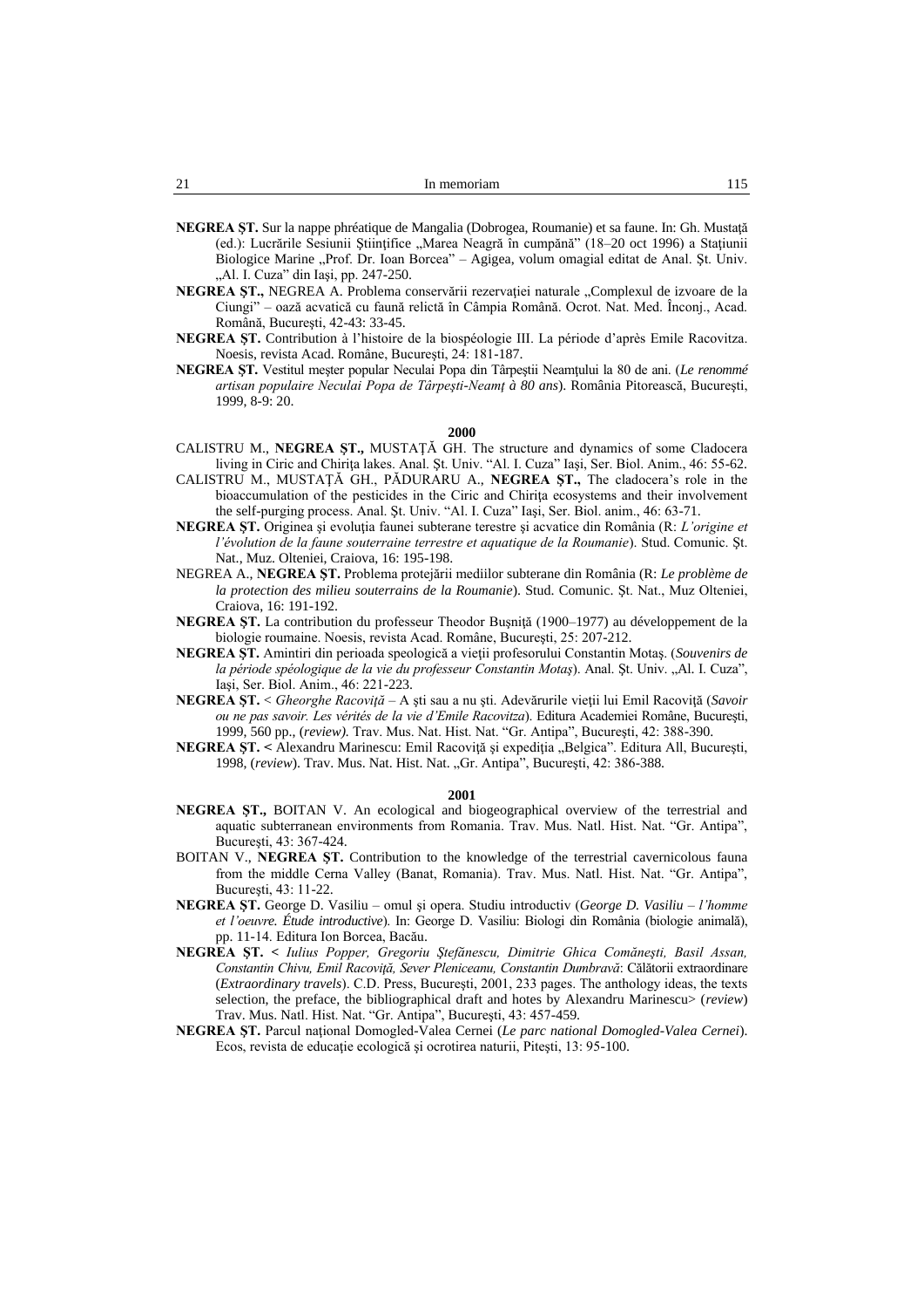**NEGREA ŞT.** Sur la nappe phréatique de Mangalia (Dobrogea, Roumanie) et sa faune. In: Gh. Mustaţă (ed.): Lucrările Sesiunii Ştiinţifice „Marea Neagră în cumpănă" (18–20 oct 1996) a Staţiunii Biologice Marine „Prof. Dr. Ioan Borcea" – Agigea, volum omagial editat de Anal. Şt. Univ. „Al. I. Cuza" din Iaşi, pp. 247-250.

**NEGREA ŞT.,** NEGREA A. Problema conservării rezervaţiei naturale „Complexul de izvoare de la Ciungi" – oază acvatică cu faună relictă în Câmpia Română. Ocrot. Nat. Med. Înconj., Acad. Română, Bucureşti, 42-43: 33-45.

**NEGREA ŞT.** Contribution à l'histoire de la biospéologie III. La période d'après Emile Racovitza. Noesis, revista Acad. Române, Bucureşti, 24: 181-187.

**NEGREA ŞT.** Vestitul meşter popular Neculai Popa din Târpeştii Neamţului la 80 de ani. (*Le renommé artisan populaire Neculai Popa de Târpeşti-Neamţ à 80 ans*). România Pitorească, Bucureşti, 1999, 8-9: 20.

**2000**

CALISTRU M., **NEGREA ŞT.,** MUSTAŢĂ GH. The structure and dynamics of some Cladocera living in Ciric and Chiriţa lakes. Anal. Şt. Univ. "Al. I. Cuza" Iaşi, Ser. Biol. Anim., 46: 55-62.

CALISTRU M., MUSTAŢĂ GH., PĂDURARU A., **NEGREA ŞT.,** The cladocera's role in the bioaccumulation of the pesticides in the Ciric and Chiriţa ecosystems and their involvement the self-purging process. Anal. Şt. Univ. "Al. I. Cuza" Iaşi, Ser. Biol. anim., 46: 63-71.

**NEGREA ŞT.** Originea şi evoluţia faunei subterane terestre şi acvatice din România (R: *L'origine et l'évolution de la faune souterraine terrestre et aquatique de la Roumanie*). Stud. Comunic. Şt. Nat., Muz. Olteniei, Craiova, 16: 195-198.

NEGREA A., **NEGREA ŞT.** Problema protejării mediilor subterane din România (R: *Le problème de la protection des milieu souterrains de la Roumanie*). Stud. Comunic. Şt. Nat., Muz Olteniei, Craiova, 16: 191-192.

**NEGREA ŞT.** La contribution du professeur Theodor Buşniţă (1900–1977) au développement de la biologie roumaine. Noesis, revista Acad. Române, Bucureşti, 25: 207-212.

**NEGREA ŞT.** Amintiri din perioada speologică a vieţii profesorului Constantin Motaş. (*Souvenirs de la période spéologique de la vie du professeur Constantin Motaş*). Anal. Şt. Univ. „Al. I. Cuza", Iaşi, Ser. Biol. Anim., 46: 221-223.

**NEGREA ŞT.** < *Gheorghe Racoviţă* – A şti sau a nu şti. Adevărurile vieţii lui Emil Racoviţă (*Savoir ou ne pas savoir. Les vérités de la vie d'Emile Racovitza*). Editura Academiei Române, Bucureşti, 1999, 560 pp., (*review).* Trav. Mus. Nat. Hist. Nat. "Gr. Antipa", Bucureşti, 42: 388-390.

**NEGREA ŞT. <** Alexandru Marinescu: Emil Racoviţă şi expediţia „Belgica". Editura All, Bucureşti, 1998, (*review*). Trav. Mus. Nat. Hist. Nat. „Gr. Antipa", Bucureşti, 42: 386-388.

**2001**

**NEGREA ŞT.,** BOITAN V. An ecological and biogeographical overview of the terrestrial and aquatic subterranean environments from Romania. Trav. Mus. Natl. Hist. Nat. "Gr. Antipa", Bucureşti, 43: 367-424.

BOITAN V., **NEGREA ŞT.** Contribution to the knowledge of the terrestrial cavernicolous fauna from the middle Cerna Valley (Banat, Romania). Trav. Mus. Natl. Hist. Nat. "Gr. Antipa", Bucureşti, 43: 11-22.

**NEGREA ŞT.** George D. Vasiliu – omul şi opera. Studiu introductiv (*George D. Vasiliu – l'homme et l'oeuvre. Étude introductive*). In: George D. Vasiliu: Biologi din România (biologie animală), pp. 11-14. Editura Ion Borcea, Bacău.

**NEGREA ŞT. <** *Iulius Popper, Gregoriu Ştefănescu, Dimitrie Ghica Comăneşti, Basil Assan, Constantin Chivu, Emil Racoviţă, Sever Pleniceanu, Constantin Dumbravă*: Călătorii extraordinare (*Extraordinary travels*). C.D. Press, Bucureşti, 2001, 233 pages. The anthology ideas, the texts selection, the preface, the bibliographical draft and hotes by Alexandru Marinescu> (*review*) Trav. Mus. Natl. Hist. Nat. "Gr. Antipa", Bucureşti, 43: 457-459.

**NEGREA ŞT.** Parcul naţional Domogled-Valea Cernei (*Le parc national Domogled-Valea Cernei*). Ecos, revista de educaţie ecologică şi ocrotirea naturii, Piteşti, 13: 95-100.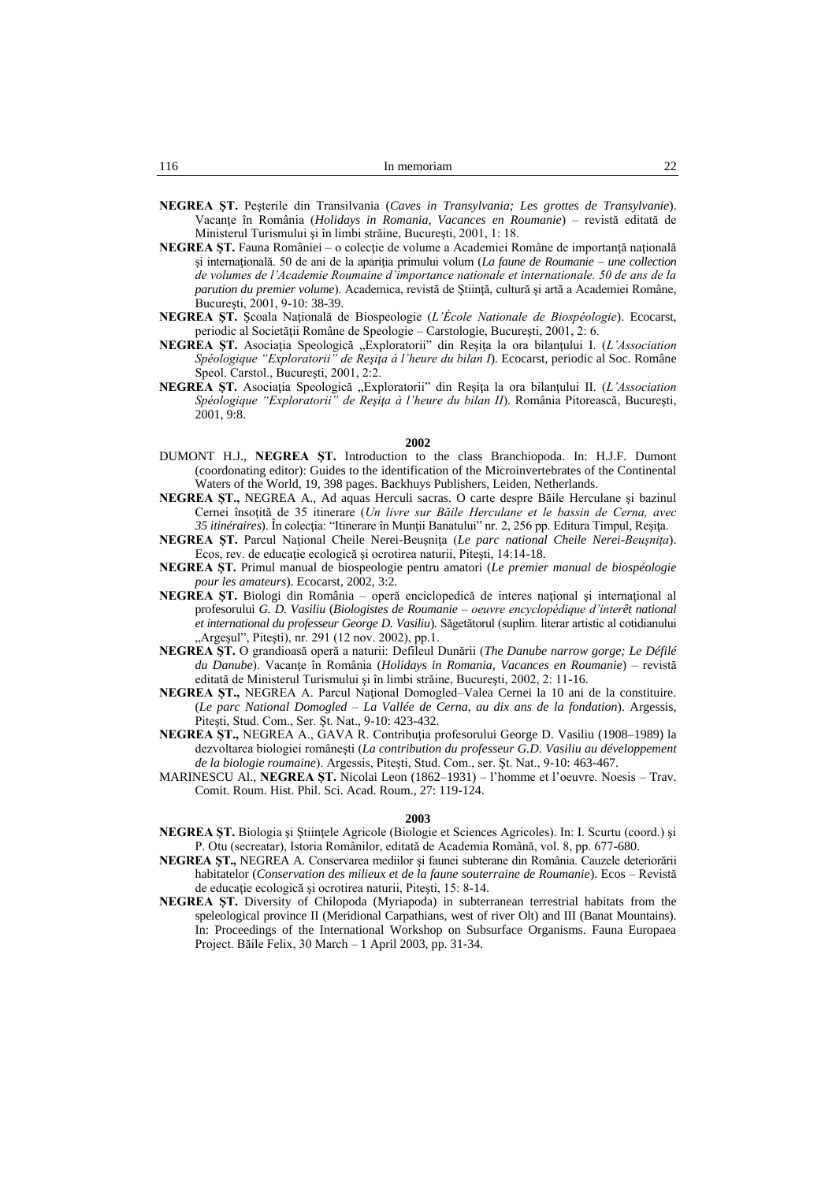**NEGREA ŞT.** Peşterile din Transilvania (*Caves in Transylvania; Les grottes de Transylvanie*). Vacanţe în România (*Holidays in Romania, Vacances en Roumanie*) – revistă editată de Ministerul Turismului şi în limbi străine, Bucureşti, 2001, 1: 18.

**NEGREA ŞT.** Fauna României – o colecţie de volume a Academiei Române de importanţă naţională şi internaţională. 50 de ani de la apariţia primului volum (*La faune de Roumanie – une collection de volumes de l'Academie Roumaine d'importance nationale et internationale. 50 de ans de la parution du premier volume*). Academica, revistă de Ştiinţă, cultură şi artă a Academiei Române, Bucureşti, 2001, 9-10: 38-39.

**NEGREA ŞT.** Şcoala Naţională de Biospeologie (*L'École Nationale de Biospéologie*). Ecocarst, periodic al Societăţii Române de Speologie – Carstologie, Bucureşti, 2001, 2: 6.

**NEGREA ŞT.** Asociaţia Speologică „Exploratorii" din Reşiţa la ora bilanţului I. (*L'Association Spéologique "Exploratorii" de Reşiţa à l'heure du bilan I*). Ecocarst, periodic al Soc. Române Speol. Carstol., Bucureşti, 2001, 2:2.

**NEGREA ŞT.** Asociaţia Speologică „Exploratorii" din Reşiţa la ora bilanţului II. (*L'Association Spéologique "Exploratorii" de Reşiţa à l'heure du bilan II*). România Pitorească, Bucureşti, 2001, 9:8.

**2002**

DUMONT H.J., **NEGREA ŞT.** Introduction to the class Branchiopoda. In: H.J.F. Dumont (coordonating editor): Guides to the identification of the Microinvertebrates of the Continental Waters of the World, 19, 398 pages. Backhuys Publishers, Leiden, Netherlands.

**NEGREA ŞT.,** NEGREA A., Ad aquas Herculi sacras. O carte despre Băile Herculane şi bazinul Cernei însoţită de 35 itinerare (*Un livre sur Băile Herculane et le bassin de Cerna, avec 35 itinéraires*). În colecţia: "Itinerare în Munţii Banatului" nr. 2, 256 pp. Editura Timpul, Reşiţa.

**NEGREA ŞT.** Parcul Naţional Cheile Nerei-Beuşniţa (*Le parc national Cheile Nerei-Beuşniţa*). Ecos, rev. de educaţie ecologică şi ocrotirea naturii, Piteşti, 14:14-18.

**NEGREA ŞT.** Primul manual de biospeologie pentru amatori (*Le premier manual de biospéologie pour les amateurs*). Ecocarst, 2002, 3:2.

**NEGREA ŞT.** Biologi din România – operă enciclopedică de interes naţional şi internaţional al profesorului *G. D. Vasiliu* (*Biologistes de Roumanie – oeuvre encyclopédique d'interêt national et international du professeur George D. Vasiliu*). Săgetătorul (suplim. literar artistic al cotidianului „Argeşul", Piteşti), nr. 291 (12 nov. 2002), pp.1.

**NEGREA ŞT.** O grandioasă operă a naturii: Defileul Dunării (*The Danube narrow gorge; Le Défilé du Danube*). Vacanţe în România (*Holidays in Romania, Vacances en Roumanie*) – revistă editată de Ministerul Turismului şi în limbi străine, Bucureşti, 2002, 2: 11-16.

**NEGREA ŞT.,** NEGREA A. Parcul Naţional Domogled–Valea Cernei la 10 ani de la constituire. (*Le parc National Domogled – La Vallée de Cerna, au dix ans de la fondation*). Argessis, Piteşti, Stud. Com., Ser. Şt. Nat., 9-10: 423-432.

**NEGREA ŞT.,** NEGREA A., GAVA R. Contribuţia profesorului George D. Vasiliu (1908–1989) la dezvoltarea biologiei româneşti (*La contribution du professeur G.D. Vasiliu au développement de la biologie roumaine*). Argessis, Piteşti, Stud. Com., ser. Şt. Nat., 9-10: 463-467.

MARINESCU Al., **NEGREA ŞT.** Nicolai Leon (1862–1931) – l'homme et l'oeuvre. Noesis – Trav. Comit. Roum. Hist. Phil. Sci. Acad. Roum., 27: 119-124.

**2003**

**NEGREA ŞT.** Biologia şi Ştiinţele Agricole (Biologie et Sciences Agricoles). In: I. Scurtu (coord.) şi P. Otu (secreatar), Istoria Românilor, editată de Academia Română, vol. 8, pp. 677-680.

**NEGREA ŞT.,** NEGREA A. Conservarea mediilor şi faunei subterane din România. Cauzele deteriorării habitatelor (*Conservation des milieux et de la faune souterraine de Roumanie*). Ecos – Revistă de educaţie ecologică şi ocrotirea naturii, Piteşti, 15: 8-14.

**NEGREA ŞT.** Diversity of Chilopoda (Myriapoda) in subterranean terrestrial habitats from the speleological province II (Meridional Carpathians, west of river Olt) and III (Banat Mountains). In: Proceedings of the International Workshop on Subsurface Organisms. Fauna Europaea Project. Băile Felix, 30 March – 1 April 2003, pp. 31-34.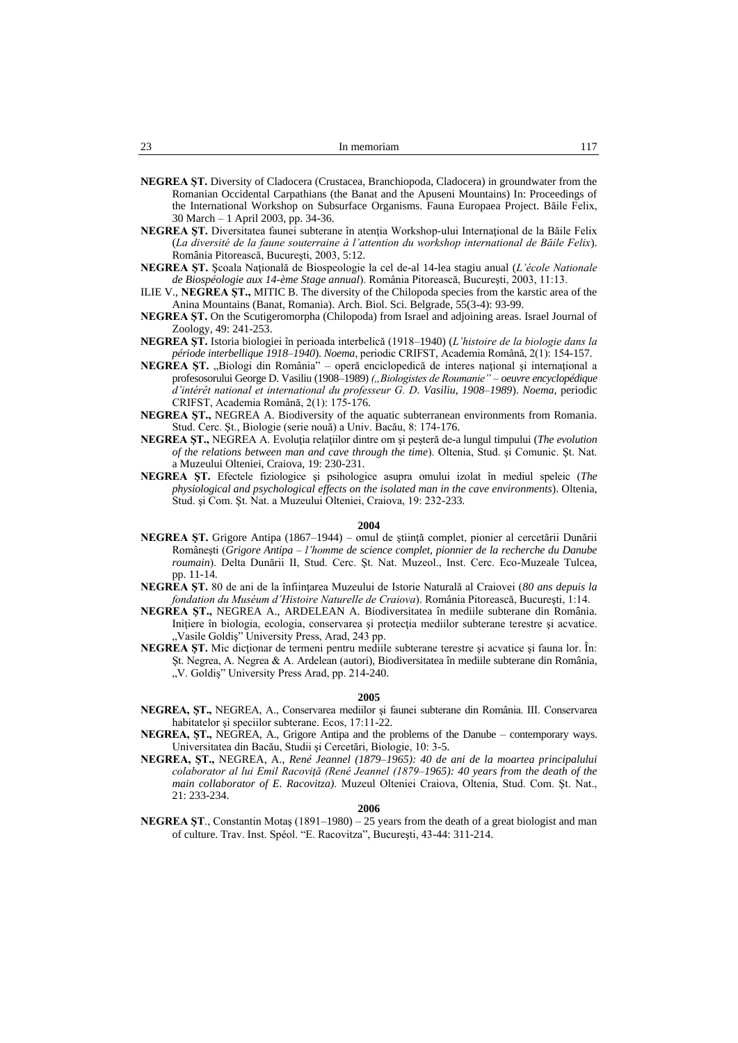**NEGREA ŞT.** Diversity of Cladocera (Crustacea, Branchiopoda, Cladocera) in groundwater from the Romanian Occidental Carpathians (the Banat and the Apuseni Mountains) In: Proceedings of the International Workshop on Subsurface Organisms. Fauna Europaea Project. Băile Felix, 30 March – 1 April 2003, pp. 34-36.

**NEGREA ŞT.** Diversitatea faunei subterane în atenţia Workshop-ului Internaţional de la Băile Felix (*La diversité de la faune souterraine à l'attention du workshop international de Băile Felix*). România Pitorească, Bucureşti, 2003, 5:12.

**NEGREA ŞT.** Şcoala Naţională de Biospeologie la cel de-al 14-lea stagiu anual (*L'école Nationale de Biospéologie aux 14-ème Stage annual*). România Pitorească, Bucureşti, 2003, 11:13.

ILIE V., **NEGREA ŞT.,** MITIC B. The diversity of the Chilopoda species from the karstic area of the Anina Mountains (Banat, Romania). Arch. Biol. Sci. Belgrade, 55(3-4): 93-99.

**NEGREA ŞT.** On the Scutigeromorpha (Chilopoda) from Israel and adjoining areas. Israel Journal of Zoology, 49: 241-253.

**NEGREA ŞT.** Istoria biologiei în perioada interbelică (1918–1940) (*L'histoire de la biologie dans la période interbellique 1918–1940*). *Noema*, periodic CRIFST, Academia Română, 2(1): 154-157.

**NEGREA ŞT.** „Biologi din România" – operă enciclopedică de interes naţional şi internaţional a profesosorului George D. Vasiliu (1908–1989) *(„Biologistes de Roumanie" – oeuvre encyclopédique d'intérêt national et international du professeur G. D. Vasiliu, 1908–1989*). *Noema*, periodic CRIFST, Academia Română, 2(1): 175-176.

**NEGREA ŞT.,** NEGREA A. Biodiversity of the aquatic subterranean environments from Romania. Stud. Cerc. Şt., Biologie (serie nouă) a Univ. Bacău, 8: 174-176.

**NEGREA ŞT.,** NEGREA A. Evoluţia relaţiilor dintre om şi peşteră de-a lungul timpului (*The evolution of the relations between man and cave through the time*). Oltenia, Stud. şi Comunic. Şt. Nat. a Muzeului Olteniei, Craiova, 19: 230-231.

**NEGREA ŞT.** Efectele fiziologice şi psihologice asupra omului izolat în mediul speleic (*The physiological and psychological effects on the isolated man in the cave environments*). Oltenia, Stud. şi Com. Şt. Nat. a Muzeului Olteniei, Craiova, 19: 232-233.

**2004**

**NEGREA ŞT.** Grigore Antipa (1867–1944) – omul de ştiinţă complet, pionier al cercetării Dunării Româneşti (*Grigore Antipa – l'homme de science complet, pionnier de la recherche du Danube roumain*). Delta Dunării II, Stud. Cerc. Şt. Nat. Muzeol., Inst. Cerc. Eco-Muzeale Tulcea, pp. 11-14.

**NEGREA ŞT.** 80 de ani de la înfiinţarea Muzeului de Istorie Naturală al Craiovei (*80 ans depuis la fondation du Muséum d'Histoire Naturelle de Craiova*). România Pitorească, Bucureşti, 1:14.

**NEGREA ŞT.,** NEGREA A., ARDELEAN A. Biodiversitatea în mediile subterane din România. Iniţiere în biologia, ecologia, conservarea şi protecţia mediilor subterane terestre şi acvatice. „Vasile Goldiş" University Press, Arad, 243 pp.

**NEGREA ŞT.** Mic dicţionar de termeni pentru mediile subterane terestre şi acvatice şi fauna lor. În: Şt. Negrea, A. Negrea & A. Ardelean (autori), Biodiversitatea în mediile subterane din România, „V. Goldiş" University Press Arad, pp. 214-240.

**2005**

**NEGREA, ŞT.,** NEGREA, A., Conservarea mediilor şi faunei subterane din România. III. Conservarea habitatelor şi speciilor subterane. Ecos, 17:11-22.

**NEGREA, ŞT.,** NEGREA, A., Grigore Antipa and the problems of the Danube – contemporary ways. Universitatea din Bacău, Studii şi Cercetări, Biologie, 10: 3-5.

**NEGREA, ŞT.,** NEGREA, A., *René Jeannel (1879–1965): 40 de ani de la moartea principalului colaborator al lui Emil Racoviţă (René Jeannel (1879–1965): 40 years from the death of the main collaborator of E. Racovitza).* Muzeul Olteniei Craiova, Oltenia, Stud. Com. Şt. Nat., 21: 233-234.

**2006**

**NEGREA ŞT**., Constantin Motaş (1891–1980) – 25 years from the death of a great biologist and man of culture. Trav. Inst. Spéol. "E. Racovitza", Bucureşti, 43-44: 311-214.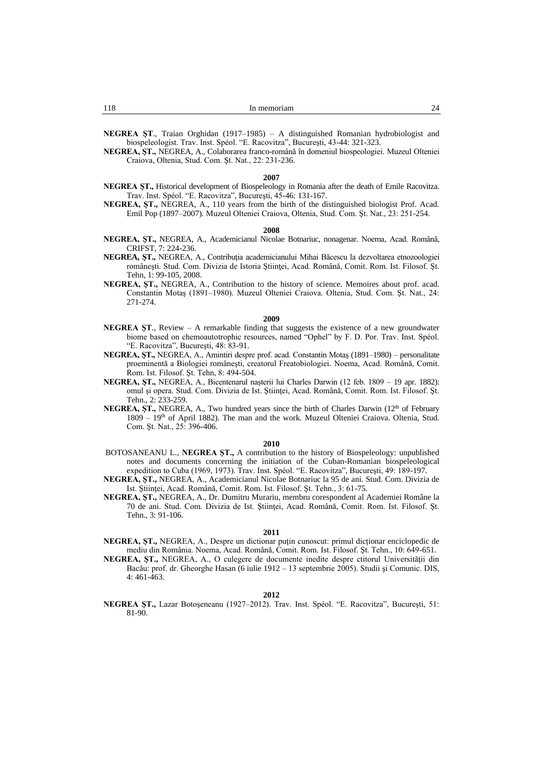**NEGREA ŞT**., Traian Orghidan (1917–1985) – A distinguished Romanian hydrobiologist and biospeleologist. Trav. Inst. Spéol. "E. Racovitza", Bucureşti, 43-44: 321-323.

**NEGREA, ŞT.,** NEGREA, A., Colaborarea franco-română în domeniul biospeologiei. Muzeul Olteniei Craiova, Oltenia, Stud. Com. Şt. Nat., 22: 231-236.

**2007**

**NEGREA ŞT.,** Historical development of Biospeleology in Romania after the death of Emile Racovitza. Trav. Inst. Spéol. "E. Racovitza", Bucureşti, 45-46: 131-167.

**NEGREA, ŞT.,** NEGREA, A., 110 years from the birth of the distinguished biologist Prof. Acad. Emil Pop (1897–2007). Muzeul Olteniei Craiova, Oltenia, Stud. Com. Şt. Nat., 23: 251-254.

**2008**

**NEGREA, ŞT.,** NEGREA, A., Academicianul Nicolae Botnariuc, nonagenar. Noema, Acad. Română, CRIFST, 7: 224-236.

**NEGREA, ŞT.,** NEGREA, A., Contribuţia academicianului Mihai Băcescu la dezvoltarea etnozoologiei româneşti. Stud. Com. Divizia de Istoria Ştiinţei, Acad. Română, Comit. Rom. Ist. Filosof. Şt. Tehn, 1: 99-105, 2008.

**NEGREA, ŞT.,** NEGREA, A., Contribution to the history of science. Memoires about prof. acad. Constantin Motaş (1891–1980). Muzeul Olteniei Craiova. Oltenia, Stud. Com. Şt. Nat., 24: 271-274.

**2009**

**NEGREA ŞT**., Review – A remarkable finding that suggests the existence of a new groundwater biome based on chemoautotrophic resources, named "Ophel" by F. D. Por. Trav. Inst. Spéol. "E. Racovitza", Bucureşti, 48: 83-91.

**NEGREA, ŞT.,** NEGREA, A., Amintiri despre prof. acad. Constantin Motaş (1891–1980) – personalitate proeminentă a Biologiei româneşti, creatorul Freatobiologiei. Noema, Acad. Română, Comit. Rom. Ist. Filosof. Şt. Tehn, 8: 494-504.

**NEGREA, ŞT.,** NEGREA, A., Bicentenarul naşterii lui Charles Darwin (12 feb. 1809 – 19 apr. 1882): omul şi opera. Stud. Com. Divizia de Ist. Ştiinţei, Acad. Română, Comit. Rom. Ist. Filosof. Şt. Tehn., 2: 233-259.

**NEGREA, ŞT.,** NEGREA, A., Two hundred years since the birth of Charles Darwin (12th of February 1809 – 19th of April 1882). The man and the work. Muzeul Olteniei Craiova. Oltenia, Stud. Com. Şt. Nat., 25: 396-406.

**2010**

BOTOSANEANU L., **NEGREA ŞT.,** A contribution to the history of Biospeleology: unpublished notes and documents concerning the initiation of the Cuban-Romanian biospeleological expedition to Cuba (1969, 1973). Trav. Inst. Spéol. "E. Racovitza", Bucureşti, 49: 189-197.

**NEGREA, ŞT.,** NEGREA, A., Academicianul Nicolae Botnariuc la 95 de ani. Stud. Com. Divizia de Ist. Ştiinţei, Acad. Română, Comit. Rom. Ist. Filosof. Şt. Tehn., 3: 61-75.

**NEGREA, ŞT.,** NEGREA, A., Dr. Dumitru Murariu, membru corespondent al Academiei Române la 70 de ani. Stud. Com. Divizia de Ist. Ştiinţei, Acad. Română, Comit. Rom. Ist. Filosof. Şt. Tehn., 3: 91-106.

**2011**

**NEGREA, ŞT.,** NEGREA, A., Despre un dictionar puţin cunoscut: primul dicţionar enciclopedic de mediu din România. Noema, Acad. Română, Comit. Rom. Ist. Filosof. Şt. Tehn., 10: 649-651.

**NEGREA, ŞT.,** NEGREA, A., O culegere de documente inedite despre ctitorul Universităţii din Bacău: prof. dr. Gheorghe Hasan (6 iulie 1912 – 13 septembrie 2005). Studii şi Comunic. DIS, 4: 461-463.

**2012**

**NEGREA ŞT.,** Lazar Botoşeneanu (1927–2012). Trav. Inst. Spéol. "E. Racovitza", Bucureşti, 51: 81-90.